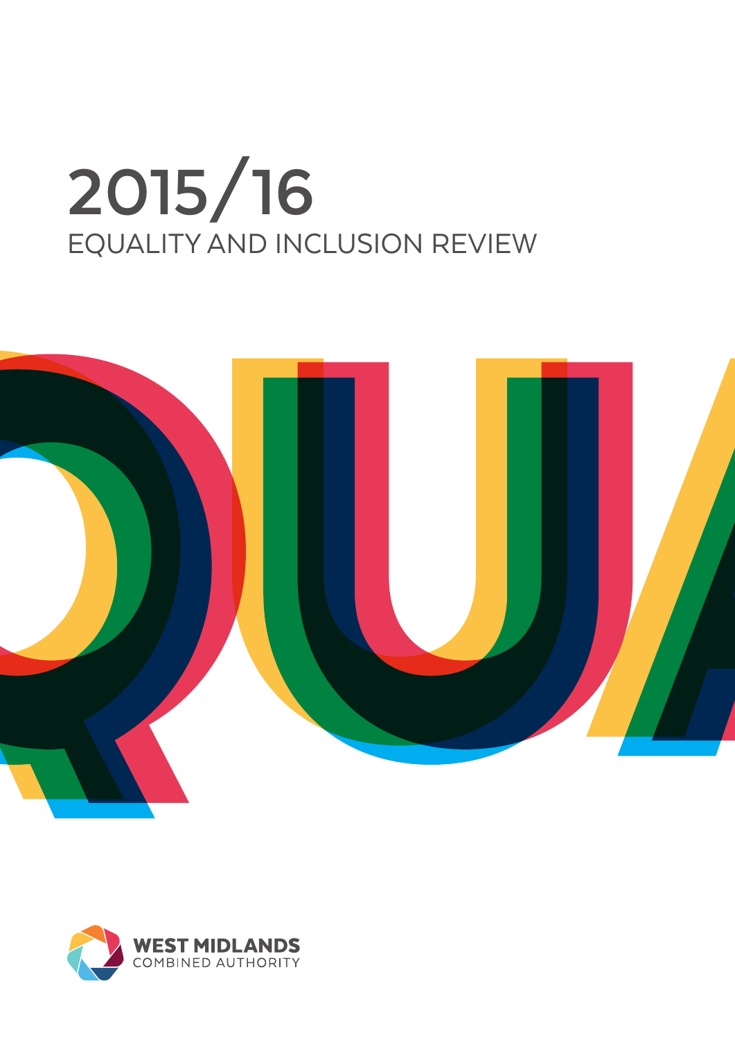# 2015/16

## EQUALITY AND INCLUSION REVIEW

WEST MIDLANDS COMBINED AUTHORITY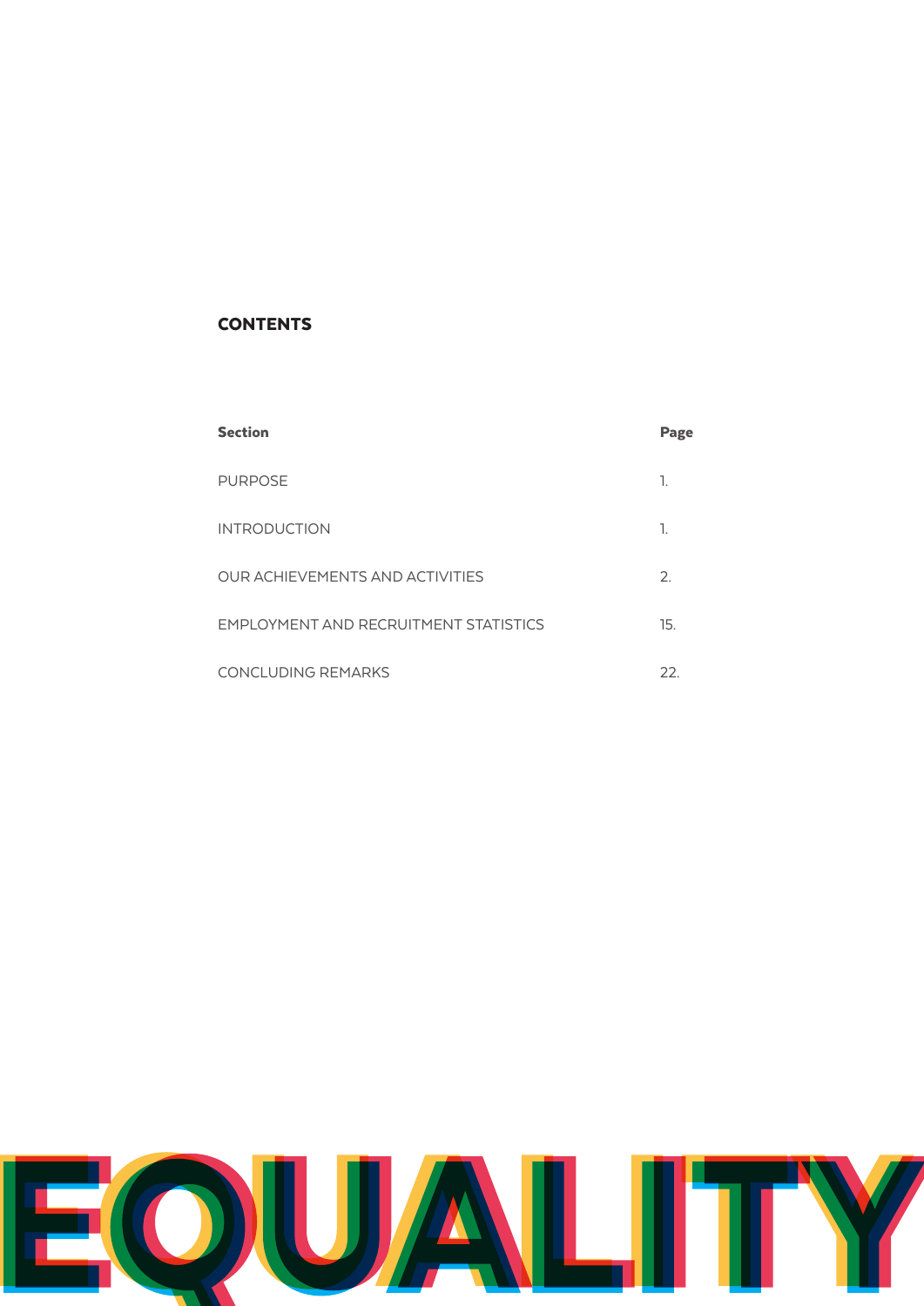## CONTENTS

| Section | Page |
|---|---|
| PURPOSE | 1. |
| INTRODUCTION | 1. |
| OUR ACHIEVEMENTS AND ACTIVITIES | 2. |
| EMPLOYMENT AND RECRUITMENT STATISTICS | 15. |
| CONCLUDING REMARKS | 22. |

EQUALITY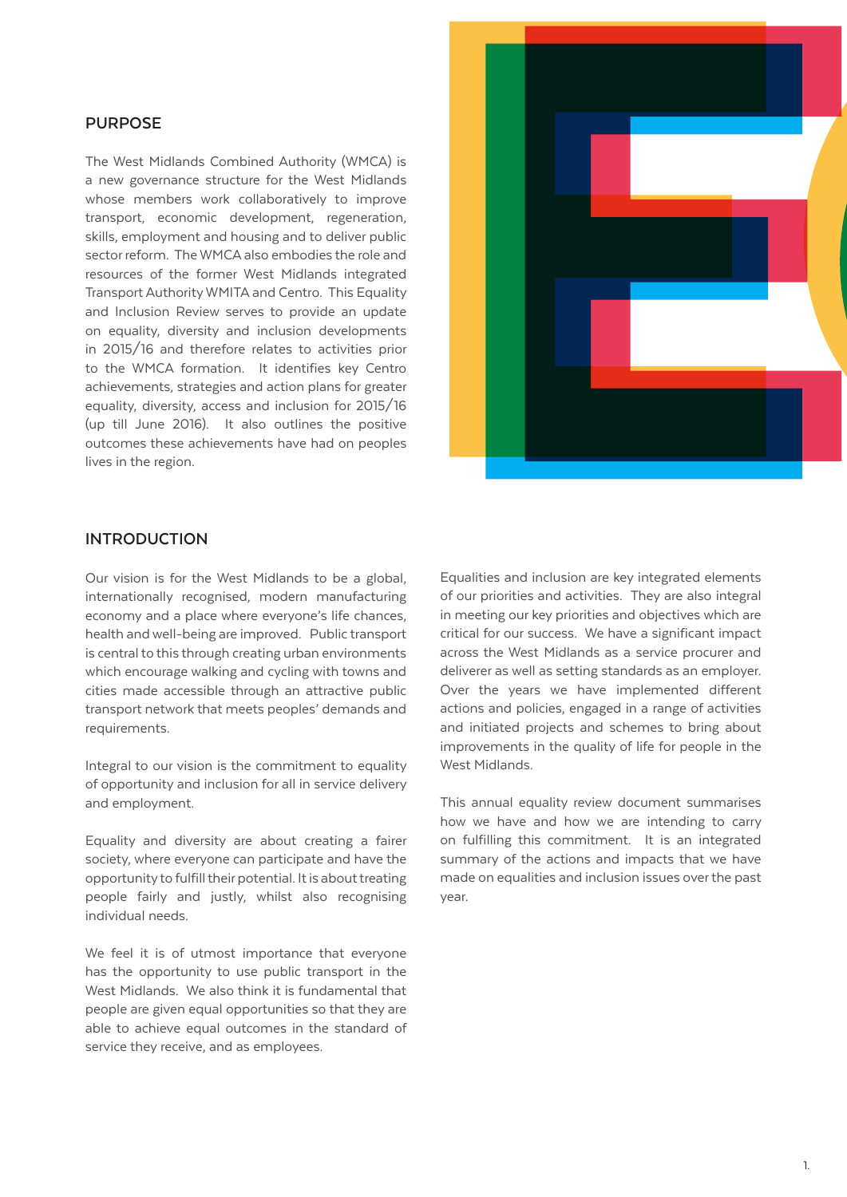## PURPOSE

The West Midlands Combined Authority (WMCA) is a new governance structure for the West Midlands whose members work collaboratively to improve transport, economic development, regeneration, skills, employment and housing and to deliver public sector reform. The WMCA also embodies the role and resources of the former West Midlands integrated Transport Authority WMITA and Centro. This Equality and Inclusion Review serves to provide an update on equality, diversity and inclusion developments in 2015/16 and therefore relates to activities prior to the WMCA formation. It identifies key Centro achievements, strategies and action plans for greater equality, diversity, access and inclusion for 2015/16 (up till June 2016). It also outlines the positive outcomes these achievements have had on peoples lives in the region.

## INTRODUCTION

Our vision is for the West Midlands to be a global, internationally recognised, modern manufacturing economy and a place where everyone's life chances, health and well-being are improved. Public transport is central to this through creating urban environments which encourage walking and cycling with towns and cities made accessible through an attractive public transport network that meets peoples' demands and requirements.

Integral to our vision is the commitment to equality of opportunity and inclusion for all in service delivery and employment.

Equality and diversity are about creating a fairer society, where everyone can participate and have the opportunity to fulfill their potential. It is about treating people fairly and justly, whilst also recognising individual needs.

We feel it is of utmost importance that everyone has the opportunity to use public transport in the West Midlands. We also think it is fundamental that people are given equal opportunities so that they are able to achieve equal outcomes in the standard of service they receive, and as employees.

Equalities and inclusion are key integrated elements of our priorities and activities. They are also integral in meeting our key priorities and objectives which are critical for our success. We have a significant impact across the West Midlands as a service procurer and deliverer as well as setting standards as an employer. Over the years we have implemented different actions and policies, engaged in a range of activities and initiated projects and schemes to bring about improvements in the quality of life for people in the West Midlands.

This annual equality review document summarises how we have and how we are intending to carry on fulfilling this commitment. It is an integrated summary of the actions and impacts that we have made on equalities and inclusion issues over the past year.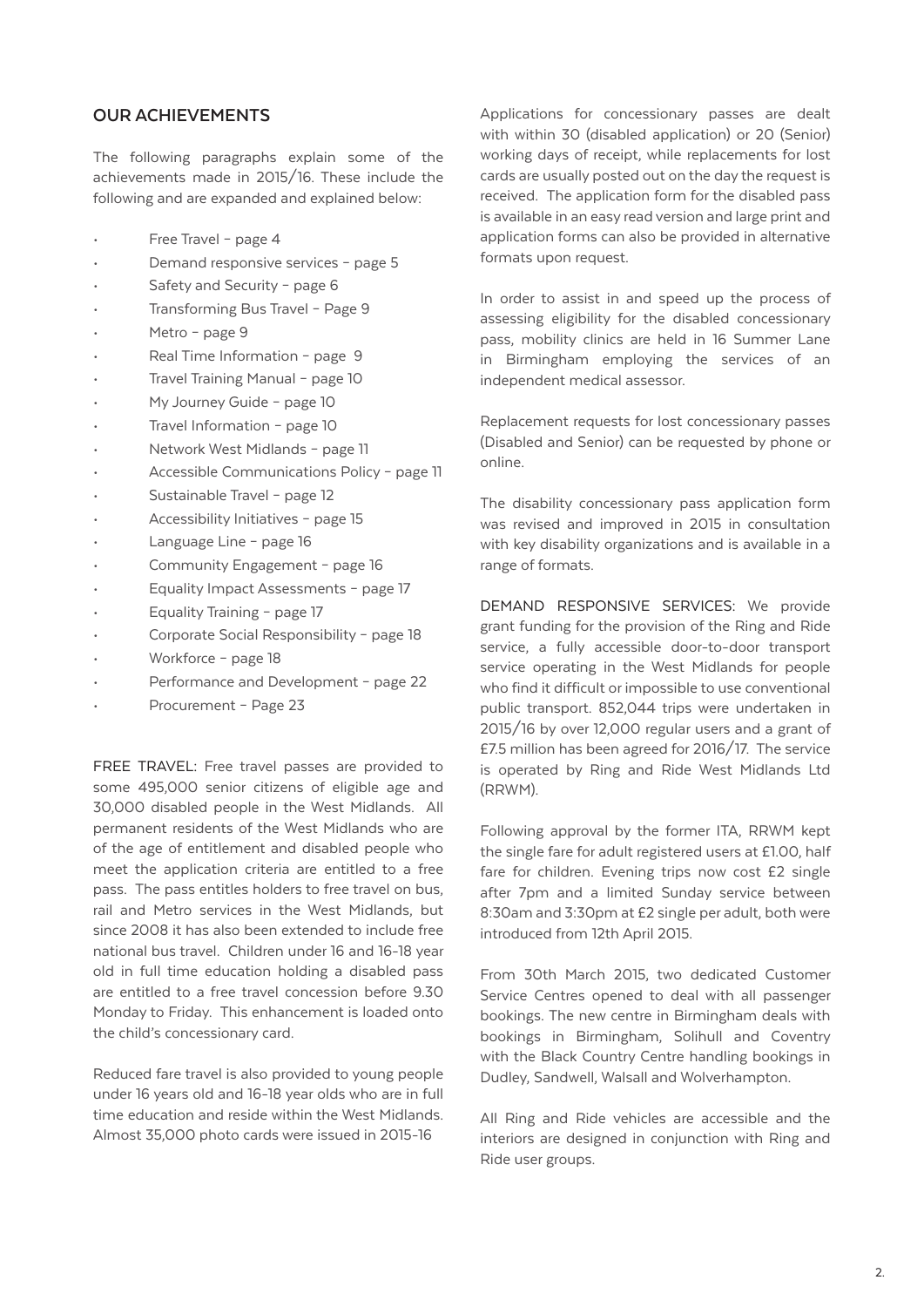## OUR ACHIEVEMENTS

The following paragraphs explain some of the achievements made in 2015/16. These include the following and are expanded and explained below:

- Free Travel – page 4
- Demand responsive services – page 5
- Safety and Security – page 6
- Transforming Bus Travel – Page 9
- Metro – page 9
- Real Time Information – page 9
- Travel Training Manual – page 10
- My Journey Guide – page 10
- Travel Information – page 10
- Network West Midlands – page 11
- Accessible Communications Policy – page 11
- Sustainable Travel – page 12
- Accessibility Initiatives – page 15
- Language Line – page 16
- Community Engagement – page 16
- Equality Impact Assessments – page 17
- Equality Training – page 17
- Corporate Social Responsibility – page 18
- Workforce – page 18
- Performance and Development – page 22
- Procurement – Page 23

FREE TRAVEL: Free travel passes are provided to some 495,000 senior citizens of eligible age and 30,000 disabled people in the West Midlands. All permanent residents of the West Midlands who are of the age of entitlement and disabled people who meet the application criteria are entitled to a free pass. The pass entitles holders to free travel on bus, rail and Metro services in the West Midlands, but since 2008 it has also been extended to include free national bus travel. Children under 16 and 16-18 year old in full time education holding a disabled pass are entitled to a free travel concession before 9.30 Monday to Friday. This enhancement is loaded onto the child's concessionary card.

Reduced fare travel is also provided to young people under 16 years old and 16-18 year olds who are in full time education and reside within the West Midlands. Almost 35,000 photo cards were issued in 2015-16

Applications for concessionary passes are dealt with within 30 (disabled application) or 20 (Senior) working days of receipt, while replacements for lost cards are usually posted out on the day the request is received. The application form for the disabled pass is available in an easy read version and large print and application forms can also be provided in alternative formats upon request.

In order to assist in and speed up the process of assessing eligibility for the disabled concessionary pass, mobility clinics are held in 16 Summer Lane in Birmingham employing the services of an independent medical assessor.

Replacement requests for lost concessionary passes (Disabled and Senior) can be requested by phone or online.

The disability concessionary pass application form was revised and improved in 2015 in consultation with key disability organizations and is available in a range of formats.

DEMAND RESPONSIVE SERVICES: We provide grant funding for the provision of the Ring and Ride service, a fully accessible door-to-door transport service operating in the West Midlands for people who find it difficult or impossible to use conventional public transport. 852,044 trips were undertaken in 2015/16 by over 12,000 regular users and a grant of £7.5 million has been agreed for 2016/17. The service is operated by Ring and Ride West Midlands Ltd (RRWM).

Following approval by the former ITA, RRWM kept the single fare for adult registered users at £1.00, half fare for children. Evening trips now cost £2 single after 7pm and a limited Sunday service between 8:30am and 3:30pm at £2 single per adult, both were introduced from 12th April 2015.

From 30th March 2015, two dedicated Customer Service Centres opened to deal with all passenger bookings. The new centre in Birmingham deals with bookings in Birmingham, Solihull and Coventry with the Black Country Centre handling bookings in Dudley, Sandwell, Walsall and Wolverhampton.

All Ring and Ride vehicles are accessible and the interiors are designed in conjunction with Ring and Ride user groups.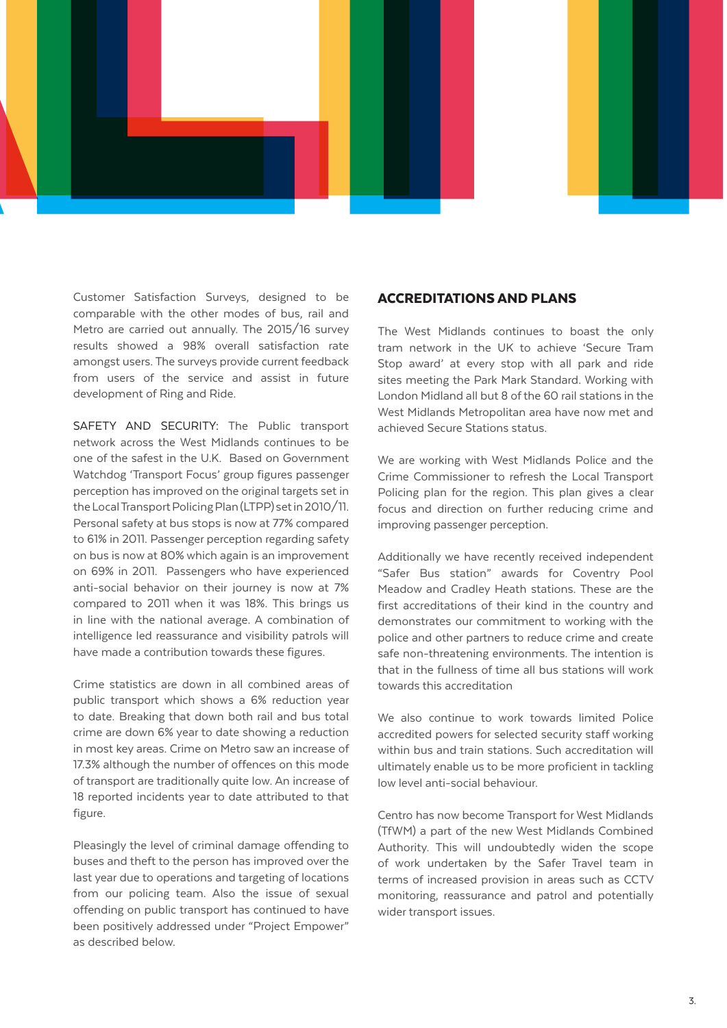Customer Satisfaction Surveys, designed to be comparable with the other modes of bus, rail and Metro are carried out annually. The 2015/16 survey results showed a 98% overall satisfaction rate amongst users. The surveys provide current feedback from users of the service and assist in future development of Ring and Ride.

SAFETY AND SECURITY: The Public transport network across the West Midlands continues to be one of the safest in the U.K. Based on Government Watchdog 'Transport Focus' group figures passenger perception has improved on the original targets set in the Local Transport Policing Plan (LTPP) set in 2010/11. Personal safety at bus stops is now at 77% compared to 61% in 2011. Passenger perception regarding safety on bus is now at 80% which again is an improvement on 69% in 2011. Passengers who have experienced anti-social behavior on their journey is now at 7% compared to 2011 when it was 18%. This brings us in line with the national average. A combination of intelligence led reassurance and visibility patrols will have made a contribution towards these figures.

Crime statistics are down in all combined areas of public transport which shows a 6% reduction year to date. Breaking that down both rail and bus total crime are down 6% year to date showing a reduction in most key areas. Crime on Metro saw an increase of 17.3% although the number of offences on this mode of transport are traditionally quite low. An increase of 18 reported incidents year to date attributed to that figure.

Pleasingly the level of criminal damage offending to buses and theft to the person has improved over the last year due to operations and targeting of locations from our policing team. Also the issue of sexual offending on public transport has continued to have been positively addressed under "Project Empower" as described below.

## ACCREDITATIONS AND PLANS

The West Midlands continues to boast the only tram network in the UK to achieve 'Secure Tram Stop award' at every stop with all park and ride sites meeting the Park Mark Standard. Working with London Midland all but 8 of the 60 rail stations in the West Midlands Metropolitan area have now met and achieved Secure Stations status.

We are working with West Midlands Police and the Crime Commissioner to refresh the Local Transport Policing plan for the region. This plan gives a clear focus and direction on further reducing crime and improving passenger perception.

Additionally we have recently received independent "Safer Bus station" awards for Coventry Pool Meadow and Cradley Heath stations. These are the first accreditations of their kind in the country and demonstrates our commitment to working with the police and other partners to reduce crime and create safe non-threatening environments. The intention is that in the fullness of time all bus stations will work towards this accreditation

We also continue to work towards limited Police accredited powers for selected security staff working within bus and train stations. Such accreditation will ultimately enable us to be more proficient in tackling low level anti-social behaviour.

Centro has now become Transport for West Midlands (TfWM) a part of the new West Midlands Combined Authority. This will undoubtedly widen the scope of work undertaken by the Safer Travel team in terms of increased provision in areas such as CCTV monitoring, reassurance and patrol and potentially wider transport issues.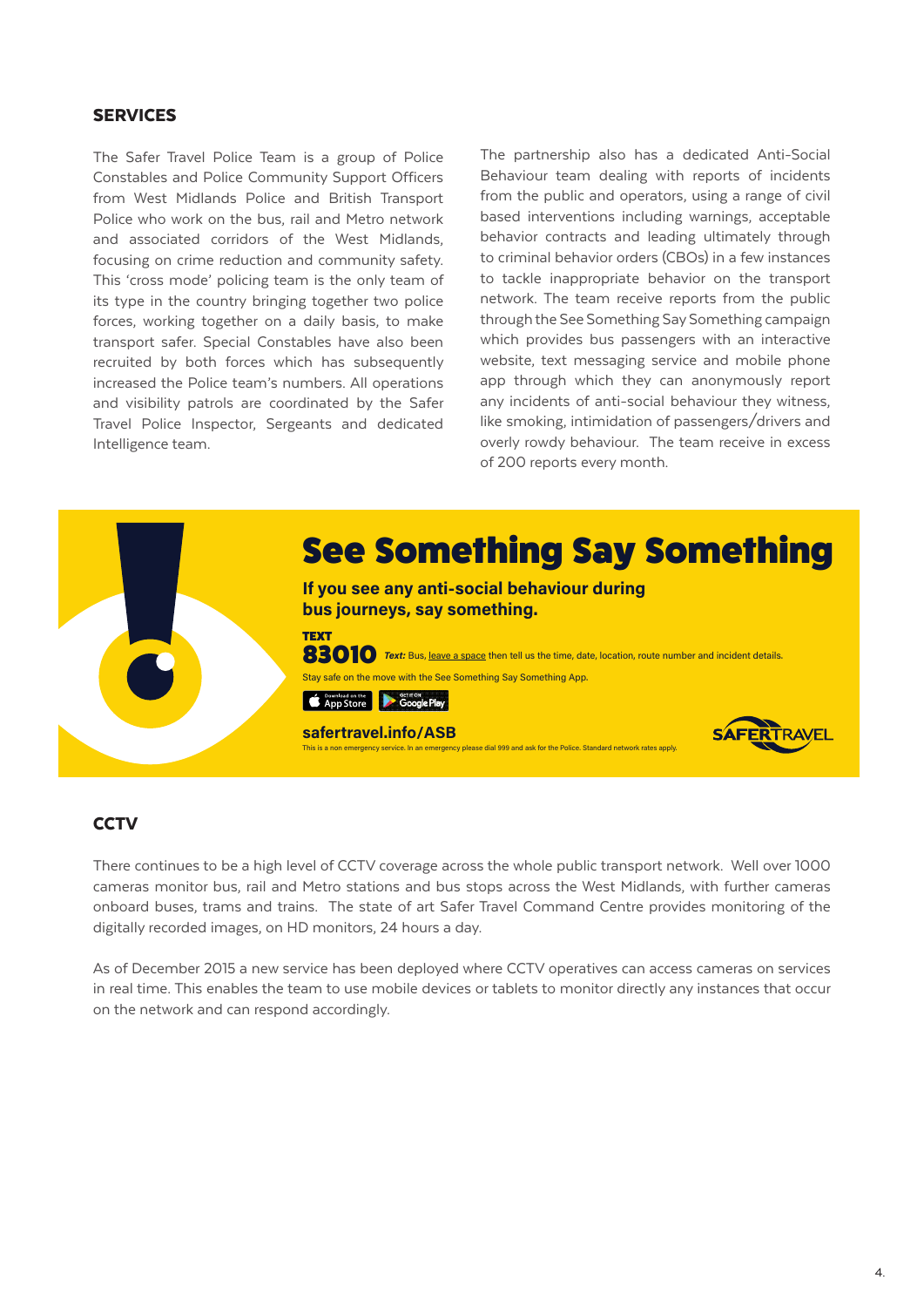## SERVICES

The Safer Travel Police Team is a group of Police Constables and Police Community Support Officers from West Midlands Police and British Transport Police who work on the bus, rail and Metro network and associated corridors of the West Midlands, focusing on crime reduction and community safety. This 'cross mode' policing team is the only team of its type in the country bringing together two police forces, working together on a daily basis, to make transport safer. Special Constables have also been recruited by both forces which has subsequently increased the Police team's numbers. All operations and visibility patrols are coordinated by the Safer Travel Police Inspector, Sergeants and dedicated Intelligence team.

The partnership also has a dedicated Anti-Social Behaviour team dealing with reports of incidents from the public and operators, using a range of civil based interventions including warnings, acceptable behavior contracts and leading ultimately through to criminal behavior orders (CBOs) in a few instances to tackle inappropriate behavior on the transport network. The team receive reports from the public through the See Something Say Something campaign which provides bus passengers with an interactive website, text messaging service and mobile phone app through which they can anonymously report any incidents of anti-social behaviour they witness, like smoking, intimidation of passengers/drivers and overly rowdy behaviour. The team receive in excess of 200 reports every month.

**See Something Say Something**

**If you see any anti-social behaviour during bus journeys, say something.**

**TEXT 83010** *Text:* Bus, leave a space then tell us the time, date, location, route number and incident details.

Stay safe on the move with the See Something Say Something App.

Download on the App Store | Get it on Google Play

**safertravel.info/ASB**

This is a non emergency service. In an emergency please dial 999 and ask for the Police. Standard network rates apply.

SAFERTRAVEL

## CCTV

There continues to be a high level of CCTV coverage across the whole public transport network. Well over 1000 cameras monitor bus, rail and Metro stations and bus stops across the West Midlands, with further cameras onboard buses, trams and trains. The state of art Safer Travel Command Centre provides monitoring of the digitally recorded images, on HD monitors, 24 hours a day.

As of December 2015 a new service has been deployed where CCTV operatives can access cameras on services in real time. This enables the team to use mobile devices or tablets to monitor directly any instances that occur on the network and can respond accordingly.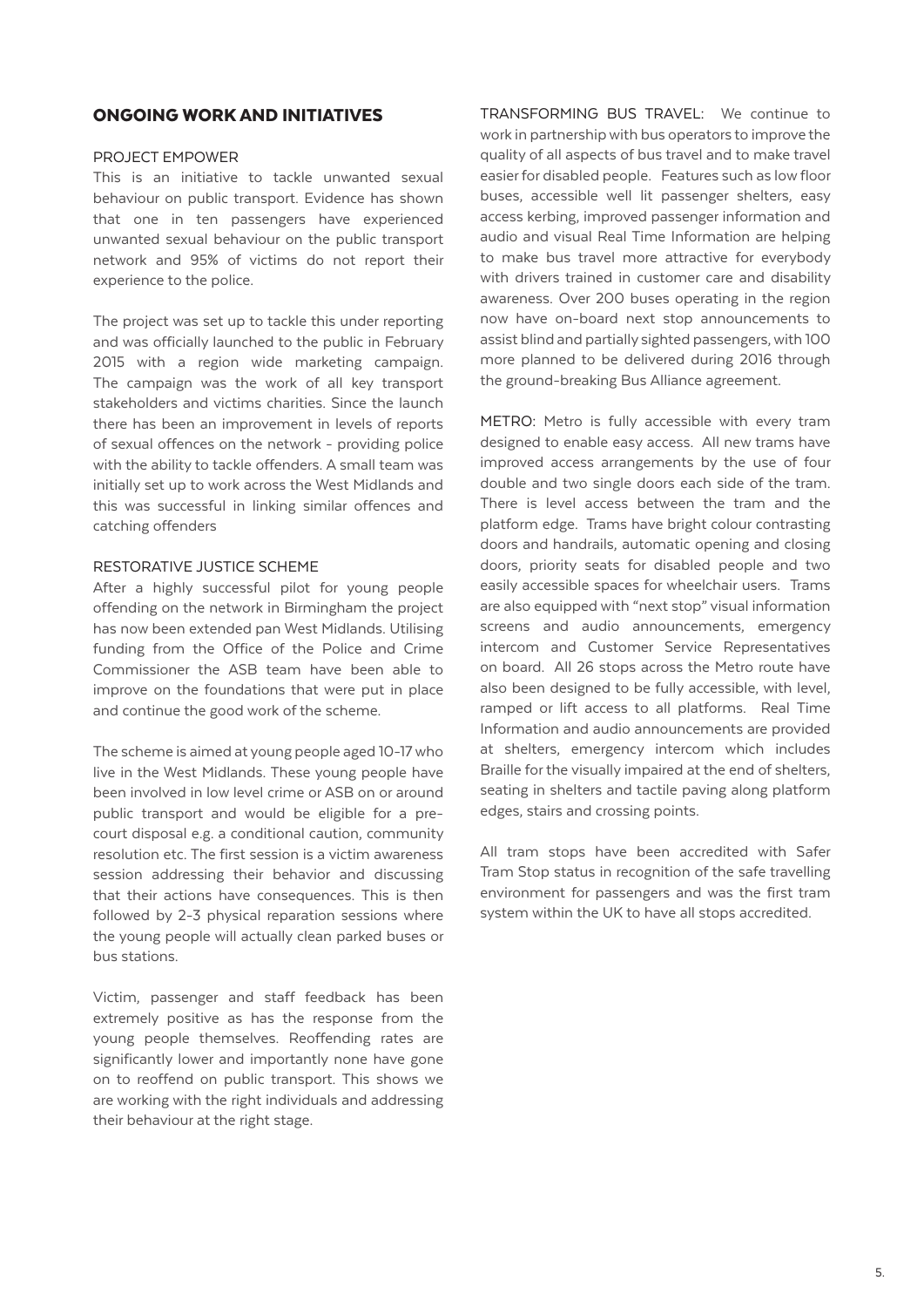## ONGOING WORK AND INITIATIVES

### PROJECT EMPOWER

This is an initiative to tackle unwanted sexual behaviour on public transport. Evidence has shown that one in ten passengers have experienced unwanted sexual behaviour on the public transport network and 95% of victims do not report their experience to the police.

The project was set up to tackle this under reporting and was officially launched to the public in February 2015 with a region wide marketing campaign. The campaign was the work of all key transport stakeholders and victims charities. Since the launch there has been an improvement in levels of reports of sexual offences on the network - providing police with the ability to tackle offenders. A small team was initially set up to work across the West Midlands and this was successful in linking similar offences and catching offenders

### RESTORATIVE JUSTICE SCHEME

After a highly successful pilot for young people offending on the network in Birmingham the project has now been extended pan West Midlands. Utilising funding from the Office of the Police and Crime Commissioner the ASB team have been able to improve on the foundations that were put in place and continue the good work of the scheme.

The scheme is aimed at young people aged 10-17 who live in the West Midlands. These young people have been involved in low level crime or ASB on or around public transport and would be eligible for a pre-court disposal e.g. a conditional caution, community resolution etc. The first session is a victim awareness session addressing their behavior and discussing that their actions have consequences. This is then followed by 2-3 physical reparation sessions where the young people will actually clean parked buses or bus stations.

Victim, passenger and staff feedback has been extremely positive as has the response from the young people themselves. Reoffending rates are significantly lower and importantly none have gone on to reoffend on public transport. This shows we are working with the right individuals and addressing their behaviour at the right stage.

TRANSFORMING BUS TRAVEL: We continue to work in partnership with bus operators to improve the quality of all aspects of bus travel and to make travel easier for disabled people. Features such as low floor buses, accessible well lit passenger shelters, easy access kerbing, improved passenger information and audio and visual Real Time Information are helping to make bus travel more attractive for everybody with drivers trained in customer care and disability awareness. Over 200 buses operating in the region now have on-board next stop announcements to assist blind and partially sighted passengers, with 100 more planned to be delivered during 2016 through the ground-breaking Bus Alliance agreement.

METRO: Metro is fully accessible with every tram designed to enable easy access. All new trams have improved access arrangements by the use of four double and two single doors each side of the tram. There is level access between the tram and the platform edge. Trams have bright colour contrasting doors and handrails, automatic opening and closing doors, priority seats for disabled people and two easily accessible spaces for wheelchair users. Trams are also equipped with "next stop" visual information screens and audio announcements, emergency intercom and Customer Service Representatives on board. All 26 stops across the Metro route have also been designed to be fully accessible, with level, ramped or lift access to all platforms. Real Time Information and audio announcements are provided at shelters, emergency intercom which includes Braille for the visually impaired at the end of shelters, seating in shelters and tactile paving along platform edges, stairs and crossing points.

All tram stops have been accredited with Safer Tram Stop status in recognition of the safe travelling environment for passengers and was the first tram system within the UK to have all stops accredited.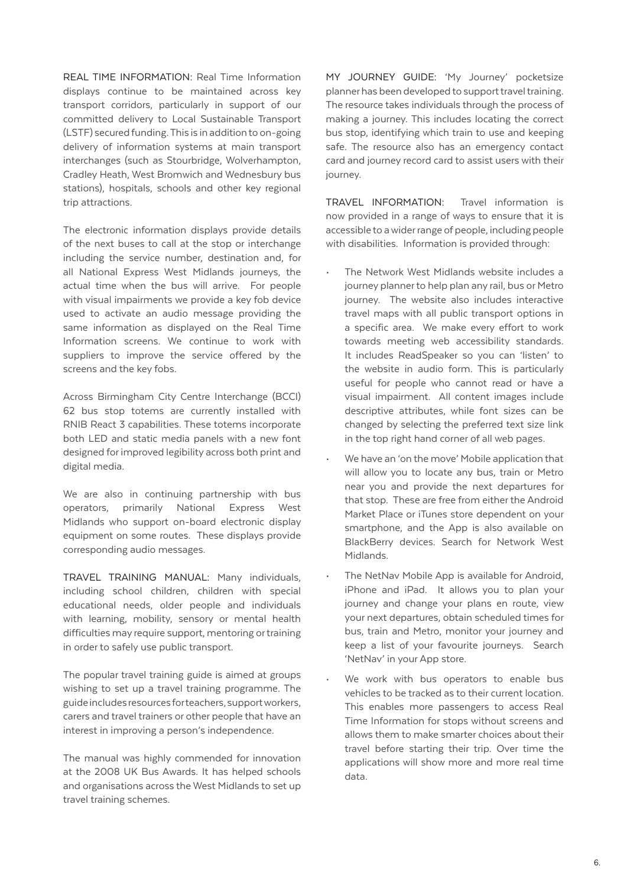**REAL TIME INFORMATION:** Real Time Information displays continue to be maintained across key transport corridors, particularly in support of our committed delivery to Local Sustainable Transport (LSTF) secured funding. This is in addition to on-going delivery of information systems at main transport interchanges (such as Stourbridge, Wolverhampton, Cradley Heath, West Bromwich and Wednesbury bus stations), hospitals, schools and other key regional trip attractions.

The electronic information displays provide details of the next buses to call at the stop or interchange including the service number, destination and, for all National Express West Midlands journeys, the actual time when the bus will arrive. For people with visual impairments we provide a key fob device used to activate an audio message providing the same information as displayed on the Real Time Information screens. We continue to work with suppliers to improve the service offered by the screens and the key fobs.

Across Birmingham City Centre Interchange (BCCI) 62 bus stop totems are currently installed with RNIB React 3 capabilities. These totems incorporate both LED and static media panels with a new font designed for improved legibility across both print and digital media.

We are also in continuing partnership with bus operators, primarily National Express West Midlands who support on-board electronic display equipment on some routes. These displays provide corresponding audio messages.

**TRAVEL TRAINING MANUAL:** Many individuals, including school children, children with special educational needs, older people and individuals with learning, mobility, sensory or mental health difficulties may require support, mentoring or training in order to safely use public transport.

The popular travel training guide is aimed at groups wishing to set up a travel training programme. The guide includes resources for teachers, support workers, carers and travel trainers or other people that have an interest in improving a person's independence.

The manual was highly commended for innovation at the 2008 UK Bus Awards. It has helped schools and organisations across the West Midlands to set up travel training schemes.

**MY JOURNEY GUIDE:** 'My Journey' pocketsize planner has been developed to support travel training. The resource takes individuals through the process of making a journey. This includes locating the correct bus stop, identifying which train to use and keeping safe. The resource also has an emergency contact card and journey record card to assist users with their journey.

**TRAVEL INFORMATION:** Travel information is now provided in a range of ways to ensure that it is accessible to a wider range of people, including people with disabilities. Information is provided through:

- The Network West Midlands website includes a journey planner to help plan any rail, bus or Metro journey. The website also includes interactive travel maps with all public transport options in a specific area. We make every effort to work towards meeting web accessibility standards. It includes ReadSpeaker so you can 'listen' to the website in audio form. This is particularly useful for people who cannot read or have a visual impairment. All content images include descriptive attributes, while font sizes can be changed by selecting the preferred text size link in the top right hand corner of all web pages.
- We have an 'on the move' Mobile application that will allow you to locate any bus, train or Metro near you and provide the next departures for that stop. These are free from either the Android Market Place or iTunes store dependent on your smartphone, and the App is also available on BlackBerry devices. Search for Network West Midlands.
- The NetNav Mobile App is available for Android, iPhone and iPad. It allows you to plan your journey and change your plans en route, view your next departures, obtain scheduled times for bus, train and Metro, monitor your journey and keep a list of your favourite journeys. Search 'NetNav' in your App store.
- We work with bus operators to enable bus vehicles to be tracked as to their current location. This enables more passengers to access Real Time Information for stops without screens and allows them to make smarter choices about their travel before starting their trip. Over time the applications will show more and more real time data.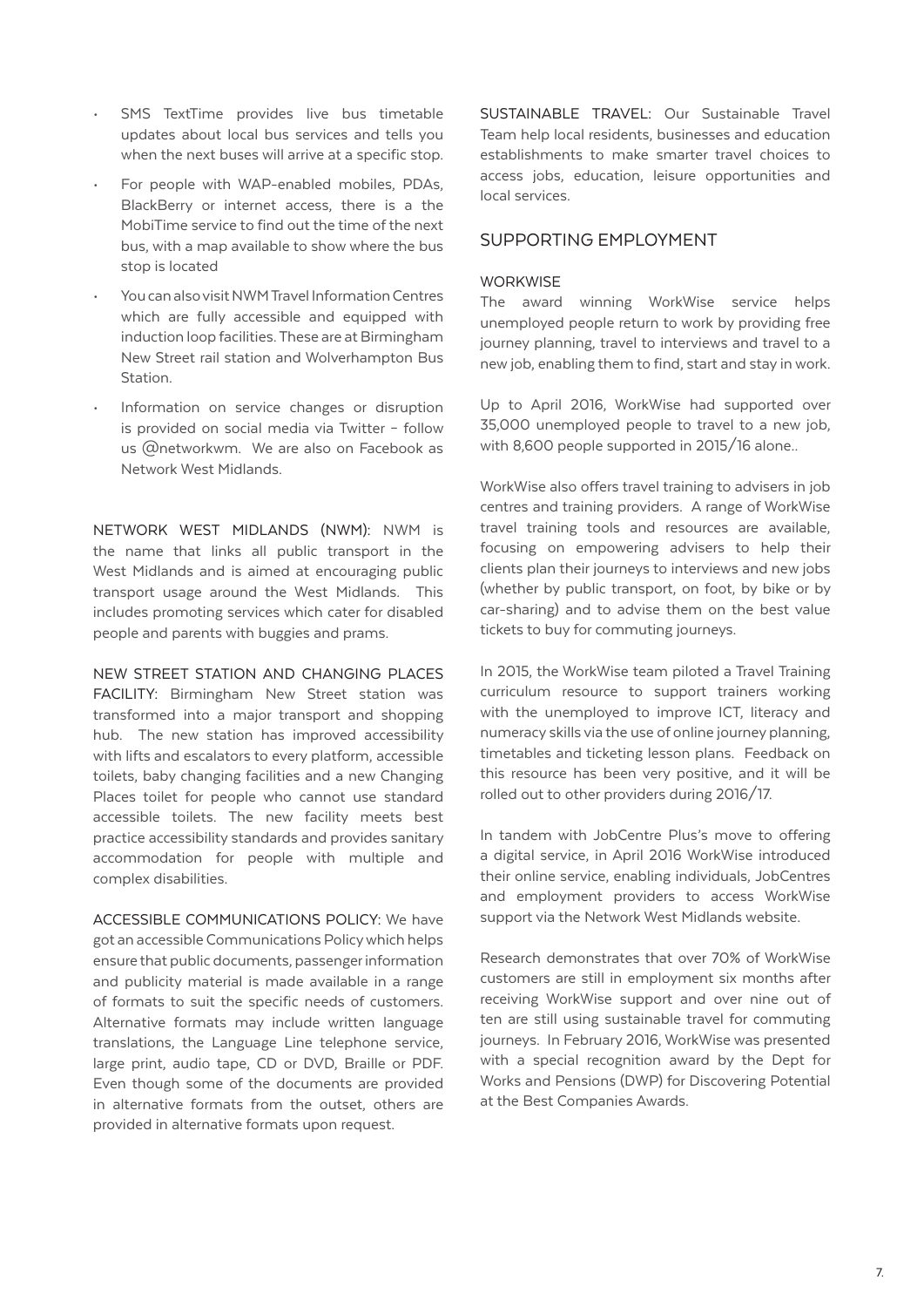- SMS TextTime provides live bus timetable updates about local bus services and tells you when the next buses will arrive at a specific stop.
- For people with WAP-enabled mobiles, PDAs, BlackBerry or internet access, there is a the MobiTime service to find out the time of the next bus, with a map available to show where the bus stop is located
- You can also visit NWM Travel Information Centres which are fully accessible and equipped with induction loop facilities. These are at Birmingham New Street rail station and Wolverhampton Bus Station.
- Information on service changes or disruption is provided on social media via Twitter – follow us @networkwm. We are also on Facebook as Network West Midlands.

NETWORK WEST MIDLANDS (NWM): NWM is the name that links all public transport in the West Midlands and is aimed at encouraging public transport usage around the West Midlands. This includes promoting services which cater for disabled people and parents with buggies and prams.

NEW STREET STATION AND CHANGING PLACES FACILITY: Birmingham New Street station was transformed into a major transport and shopping hub. The new station has improved accessibility with lifts and escalators to every platform, accessible toilets, baby changing facilities and a new Changing Places toilet for people who cannot use standard accessible toilets. The new facility meets best practice accessibility standards and provides sanitary accommodation for people with multiple and complex disabilities.

ACCESSIBLE COMMUNICATIONS POLICY: We have got an accessible Communications Policy which helps ensure that public documents, passenger information and publicity material is made available in a range of formats to suit the specific needs of customers. Alternative formats may include written language translations, the Language Line telephone service, large print, audio tape, CD or DVD, Braille or PDF. Even though some of the documents are provided in alternative formats from the outset, others are provided in alternative formats upon request.

SUSTAINABLE TRAVEL: Our Sustainable Travel Team help local residents, businesses and education establishments to make smarter travel choices to access jobs, education, leisure opportunities and local services.

## SUPPORTING EMPLOYMENT

### WORKWISE

The award winning WorkWise service helps unemployed people return to work by providing free journey planning, travel to interviews and travel to a new job, enabling them to find, start and stay in work.

Up to April 2016, WorkWise had supported over 35,000 unemployed people to travel to a new job, with 8,600 people supported in 2015/16 alone..

WorkWise also offers travel training to advisers in job centres and training providers. A range of WorkWise travel training tools and resources are available, focusing on empowering advisers to help their clients plan their journeys to interviews and new jobs (whether by public transport, on foot, by bike or by car-sharing) and to advise them on the best value tickets to buy for commuting journeys.

In 2015, the WorkWise team piloted a Travel Training curriculum resource to support trainers working with the unemployed to improve ICT, literacy and numeracy skills via the use of online journey planning, timetables and ticketing lesson plans. Feedback on this resource has been very positive, and it will be rolled out to other providers during 2016/17.

In tandem with JobCentre Plus's move to offering a digital service, in April 2016 WorkWise introduced their online service, enabling individuals, JobCentres and employment providers to access WorkWise support via the Network West Midlands website.

Research demonstrates that over 70% of WorkWise customers are still in employment six months after receiving WorkWise support and over nine out of ten are still using sustainable travel for commuting journeys. In February 2016, WorkWise was presented with a special recognition award by the Dept for Works and Pensions (DWP) for Discovering Potential at the Best Companies Awards.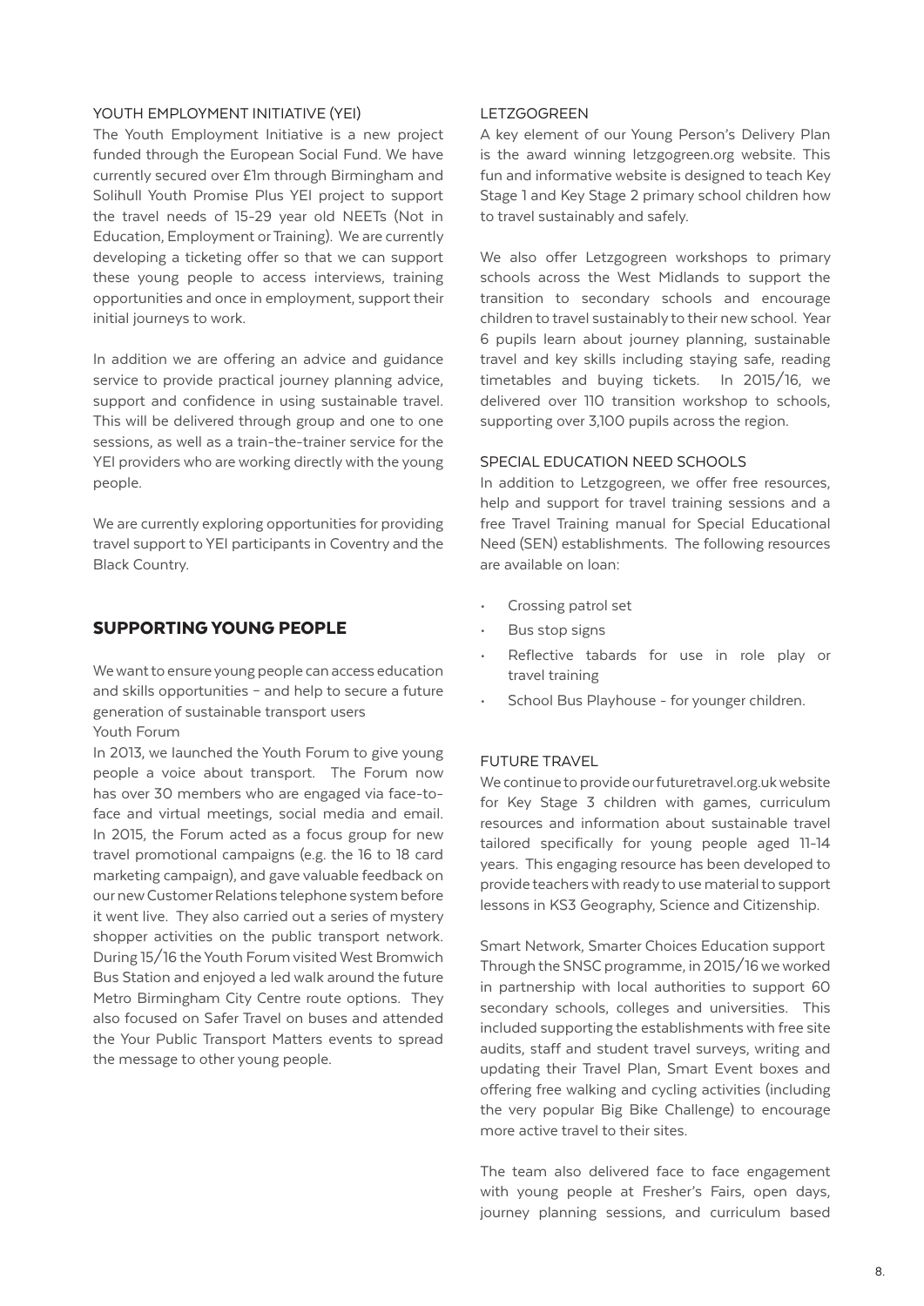### YOUTH EMPLOYMENT INITIATIVE (YEI)

The Youth Employment Initiative is a new project funded through the European Social Fund. We have currently secured over £1m through Birmingham and Solihull Youth Promise Plus YEI project to support the travel needs of 15-29 year old NEETs (Not in Education, Employment or Training). We are currently developing a ticketing offer so that we can support these young people to access interviews, training opportunities and once in employment, support their initial journeys to work.

In addition we are offering an advice and guidance service to provide practical journey planning advice, support and confidence in using sustainable travel. This will be delivered through group and one to one sessions, as well as a train-the-trainer service for the YEI providers who are working directly with the young people.

We are currently exploring opportunities for providing travel support to YEI participants in Coventry and the Black Country.

## SUPPORTING YOUNG PEOPLE

We want to ensure young people can access education and skills opportunities - and help to secure a future generation of sustainable transport users

### Youth Forum

In 2013, we launched the Youth Forum to give young people a voice about transport. The Forum now has over 30 members who are engaged via face-to-face and virtual meetings, social media and email. In 2015, the Forum acted as a focus group for new travel promotional campaigns (e.g. the 16 to 18 card marketing campaign), and gave valuable feedback on our new Customer Relations telephone system before it went live. They also carried out a series of mystery shopper activities on the public transport network. During 15/16 the Youth Forum visited West Bromwich Bus Station and enjoyed a led walk around the future Metro Birmingham City Centre route options. They also focused on Safer Travel on buses and attended the Your Public Transport Matters events to spread the message to other young people.

### LETZGOGREEN

A key element of our Young Person's Delivery Plan is the award winning letzgogreen.org website. This fun and informative website is designed to teach Key Stage 1 and Key Stage 2 primary school children how to travel sustainably and safely.

We also offer Letzgogreen workshops to primary schools across the West Midlands to support the transition to secondary schools and encourage children to travel sustainably to their new school. Year 6 pupils learn about journey planning, sustainable travel and key skills including staying safe, reading timetables and buying tickets. In 2015/16, we delivered over 110 transition workshop to schools, supporting over 3,100 pupils across the region.

### SPECIAL EDUCATION NEED SCHOOLS

In addition to Letzgogreen, we offer free resources, help and support for travel training sessions and a free Travel Training manual for Special Educational Need (SEN) establishments. The following resources are available on loan:

- Crossing patrol set
- Bus stop signs
- Reflective tabards for use in role play or travel training
- School Bus Playhouse - for younger children.

### FUTURE TRAVEL

We continue to provide our futuretravel.org.uk website for Key Stage 3 children with games, curriculum resources and information about sustainable travel tailored specifically for young people aged 11-14 years. This engaging resource has been developed to provide teachers with ready to use material to support lessons in KS3 Geography, Science and Citizenship.

### Smart Network, Smarter Choices Education support

Through the SNSC programme, in 2015/16 we worked in partnership with local authorities to support 60 secondary schools, colleges and universities. This included supporting the establishments with free site audits, staff and student travel surveys, writing and updating their Travel Plan, Smart Event boxes and offering free walking and cycling activities (including the very popular Big Bike Challenge) to encourage more active travel to their sites.

The team also delivered face to face engagement with young people at Fresher's Fairs, open days, journey planning sessions, and curriculum based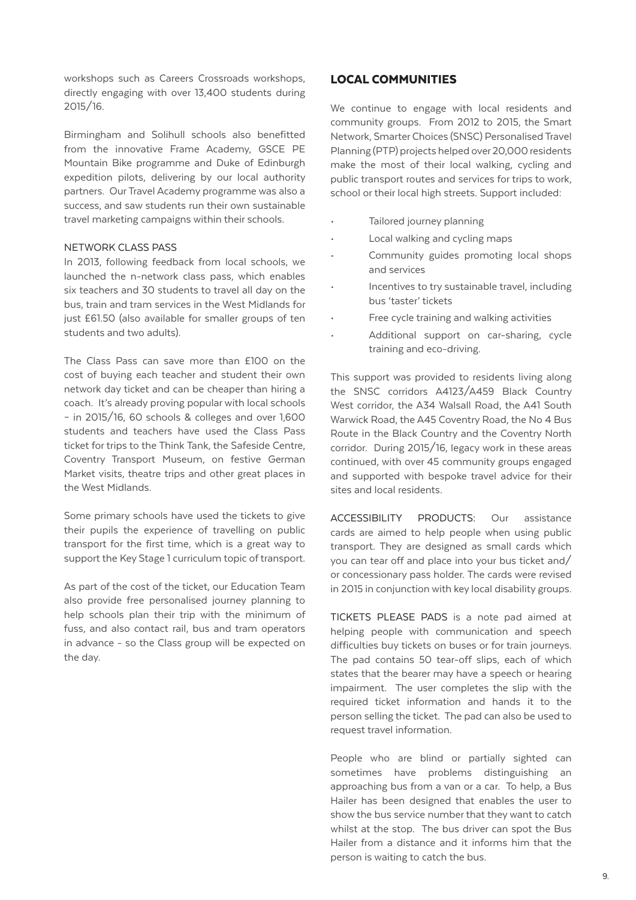workshops such as Careers Crossroads workshops, directly engaging with over 13,400 students during 2015/16.

Birmingham and Solihull schools also benefitted from the innovative Frame Academy, GSCE PE Mountain Bike programme and Duke of Edinburgh expedition pilots, delivering by our local authority partners. Our Travel Academy programme was also a success, and saw students run their own sustainable travel marketing campaigns within their schools.

### NETWORK CLASS PASS

In 2013, following feedback from local schools, we launched the n-network class pass, which enables six teachers and 30 students to travel all day on the bus, train and tram services in the West Midlands for just £61.50 (also available for smaller groups of ten students and two adults).

The Class Pass can save more than £100 on the cost of buying each teacher and student their own network day ticket and can be cheaper than hiring a coach. It's already proving popular with local schools – in 2015/16, 60 schools & colleges and over 1,600 students and teachers have used the Class Pass ticket for trips to the Think Tank, the Safeside Centre, Coventry Transport Museum, on festive German Market visits, theatre trips and other great places in the West Midlands.

Some primary schools have used the tickets to give their pupils the experience of travelling on public transport for the first time, which is a great way to support the Key Stage 1 curriculum topic of transport.

As part of the cost of the ticket, our Education Team also provide free personalised journey planning to help schools plan their trip with the minimum of fuss, and also contact rail, bus and tram operators in advance - so the Class group will be expected on the day.

## LOCAL COMMUNITIES

We continue to engage with local residents and community groups. From 2012 to 2015, the Smart Network, Smarter Choices (SNSC) Personalised Travel Planning (PTP) projects helped over 20,000 residents make the most of their local walking, cycling and public transport routes and services for trips to work, school or their local high streets. Support included:

- Tailored journey planning
- Local walking and cycling maps
- Community guides promoting local shops and services
- Incentives to try sustainable travel, including bus 'taster' tickets
- Free cycle training and walking activities
- Additional support on car-sharing, cycle training and eco-driving.

This support was provided to residents living along the SNSC corridors A4123/A459 Black Country West corridor, the A34 Walsall Road, the A41 South Warwick Road, the A45 Coventry Road, the No 4 Bus Route in the Black Country and the Coventry North corridor. During 2015/16, legacy work in these areas continued, with over 45 community groups engaged and supported with bespoke travel advice for their sites and local residents.

ACCESSIBILITY PRODUCTS: Our assistance cards are aimed to help people when using public transport. They are designed as small cards which you can tear off and place into your bus ticket and/or concessionary pass holder. The cards were revised in 2015 in conjunction with key local disability groups.

TICKETS PLEASE PADS is a note pad aimed at helping people with communication and speech difficulties buy tickets on buses or for train journeys. The pad contains 50 tear-off slips, each of which states that the bearer may have a speech or hearing impairment. The user completes the slip with the required ticket information and hands it to the person selling the ticket. The pad can also be used to request travel information.

People who are blind or partially sighted can sometimes have problems distinguishing an approaching bus from a van or a car. To help, a Bus Hailer has been designed that enables the user to show the bus service number that they want to catch whilst at the stop. The bus driver can spot the Bus Hailer from a distance and it informs him that the person is waiting to catch the bus.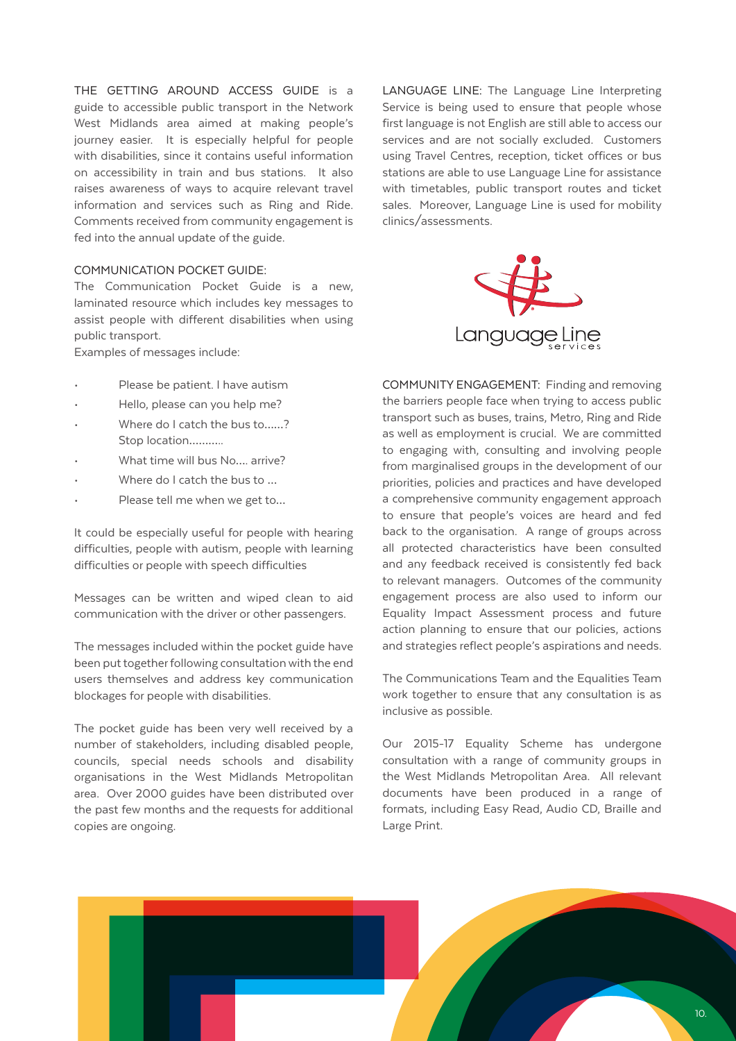THE GETTING AROUND ACCESS GUIDE is a guide to accessible public transport in the Network West Midlands area aimed at making people's journey easier. It is especially helpful for people with disabilities, since it contains useful information on accessibility in train and bus stations. It also raises awareness of ways to acquire relevant travel information and services such as Ring and Ride. Comments received from community engagement is fed into the annual update of the guide.

COMMUNICATION POCKET GUIDE:
The Communication Pocket Guide is a new, laminated resource which includes key messages to assist people with different disabilities when using public transport.
Examples of messages include:

- Please be patient. I have autism
- Hello, please can you help me?
- Where do I catch the bus to......?
  Stop location...........
- What time will bus No.... arrive?
- Where do I catch the bus to ...
- Please tell me when we get to...

It could be especially useful for people with hearing difficulties, people with autism, people with learning difficulties or people with speech difficulties

Messages can be written and wiped clean to aid communication with the driver or other passengers.

The messages included within the pocket guide have been put together following consultation with the end users themselves and address key communication blockages for people with disabilities.

The pocket guide has been very well received by a number of stakeholders, including disabled people, councils, special needs schools and disability organisations in the West Midlands Metropolitan area. Over 2000 guides have been distributed over the past few months and the requests for additional copies are ongoing.

LANGUAGE LINE: The Language Line Interpreting Service is being used to ensure that people whose first language is not English are still able to access our services and are not socially excluded. Customers using Travel Centres, reception, ticket offices or bus stations are able to use Language Line for assistance with timetables, public transport routes and ticket sales. Moreover, Language Line is used for mobility clinics/assessments.

COMMUNITY ENGAGEMENT: Finding and removing the barriers people face when trying to access public transport such as buses, trains, Metro, Ring and Ride as well as employment is crucial. We are committed to engaging with, consulting and involving people from marginalised groups in the development of our priorities, policies and practices and have developed a comprehensive community engagement approach to ensure that people's voices are heard and fed back to the organisation. A range of groups across all protected characteristics have been consulted and any feedback received is consistently fed back to relevant managers. Outcomes of the community engagement process are also used to inform our Equality Impact Assessment process and future action planning to ensure that our policies, actions and strategies reflect people's aspirations and needs.

The Communications Team and the Equalities Team work together to ensure that any consultation is as inclusive as possible.

Our 2015-17 Equality Scheme has undergone consultation with a range of community groups in the West Midlands Metropolitan Area. All relevant documents have been produced in a range of formats, including Easy Read, Audio CD, Braille and Large Print.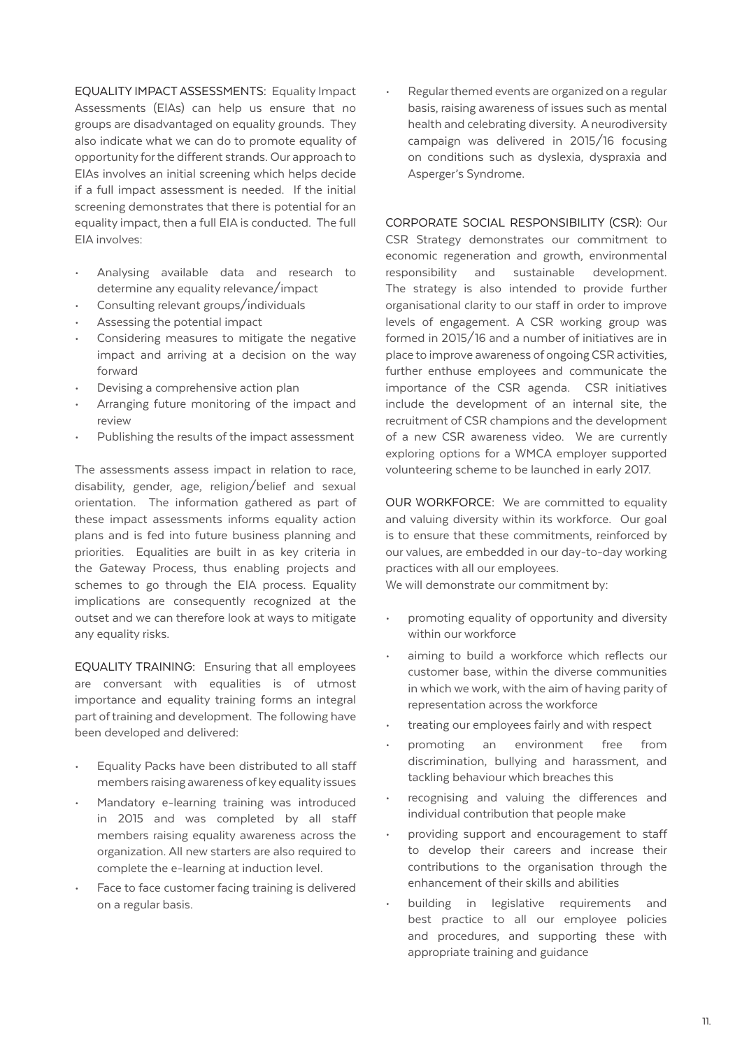**EQUALITY IMPACT ASSESSMENTS:** Equality Impact Assessments (EIAs) can help us ensure that no groups are disadvantaged on equality grounds. They also indicate what we can do to promote equality of opportunity for the different strands. Our approach to EIAs involves an initial screening which helps decide if a full impact assessment is needed. If the initial screening demonstrates that there is potential for an equality impact, then a full EIA is conducted. The full EIA involves:

- Analysing available data and research to determine any equality relevance/impact
- Consulting relevant groups/individuals
- Assessing the potential impact
- Considering measures to mitigate the negative impact and arriving at a decision on the way forward
- Devising a comprehensive action plan
- Arranging future monitoring of the impact and review
- Publishing the results of the impact assessment

The assessments assess impact in relation to race, disability, gender, age, religion/belief and sexual orientation. The information gathered as part of these impact assessments informs equality action plans and is fed into future business planning and priorities. Equalities are built in as key criteria in the Gateway Process, thus enabling projects and schemes to go through the EIA process. Equality implications are consequently recognized at the outset and we can therefore look at ways to mitigate any equality risks.

**EQUALITY TRAINING:** Ensuring that all employees are conversant with equalities is of utmost importance and equality training forms an integral part of training and development. The following have been developed and delivered:

- Equality Packs have been distributed to all staff members raising awareness of key equality issues
- Mandatory e-learning training was introduced in 2015 and was completed by all staff members raising equality awareness across the organization. All new starters are also required to complete the e-learning at induction level.
- Face to face customer facing training is delivered on a regular basis.
- Regular themed events are organized on a regular basis, raising awareness of issues such as mental health and celebrating diversity. A neurodiversity campaign was delivered in 2015/16 focusing on conditions such as dyslexia, dyspraxia and Asperger's Syndrome.

**CORPORATE SOCIAL RESPONSIBILITY (CSR):** Our CSR Strategy demonstrates our commitment to economic regeneration and growth, environmental responsibility and sustainable development. The strategy is also intended to provide further organisational clarity to our staff in order to improve levels of engagement. A CSR working group was formed in 2015/16 and a number of initiatives are in place to improve awareness of ongoing CSR activities, further enthuse employees and communicate the importance of the CSR agenda. CSR initiatives include the development of an internal site, the recruitment of CSR champions and the development of a new CSR awareness video. We are currently exploring options for a WMCA employer supported volunteering scheme to be launched in early 2017.

**OUR WORKFORCE:** We are committed to equality and valuing diversity within its workforce. Our goal is to ensure that these commitments, reinforced by our values, are embedded in our day-to-day working practices with all our employees.
We will demonstrate our commitment by:

- promoting equality of opportunity and diversity within our workforce
- aiming to build a workforce which reflects our customer base, within the diverse communities in which we work, with the aim of having parity of representation across the workforce
- treating our employees fairly and with respect
- promoting an environment free from discrimination, bullying and harassment, and tackling behaviour which breaches this
- recognising and valuing the differences and individual contribution that people make
- providing support and encouragement to staff to develop their careers and increase their contributions to the organisation through the enhancement of their skills and abilities
- building in legislative requirements and best practice to all our employee policies and procedures, and supporting these with appropriate training and guidance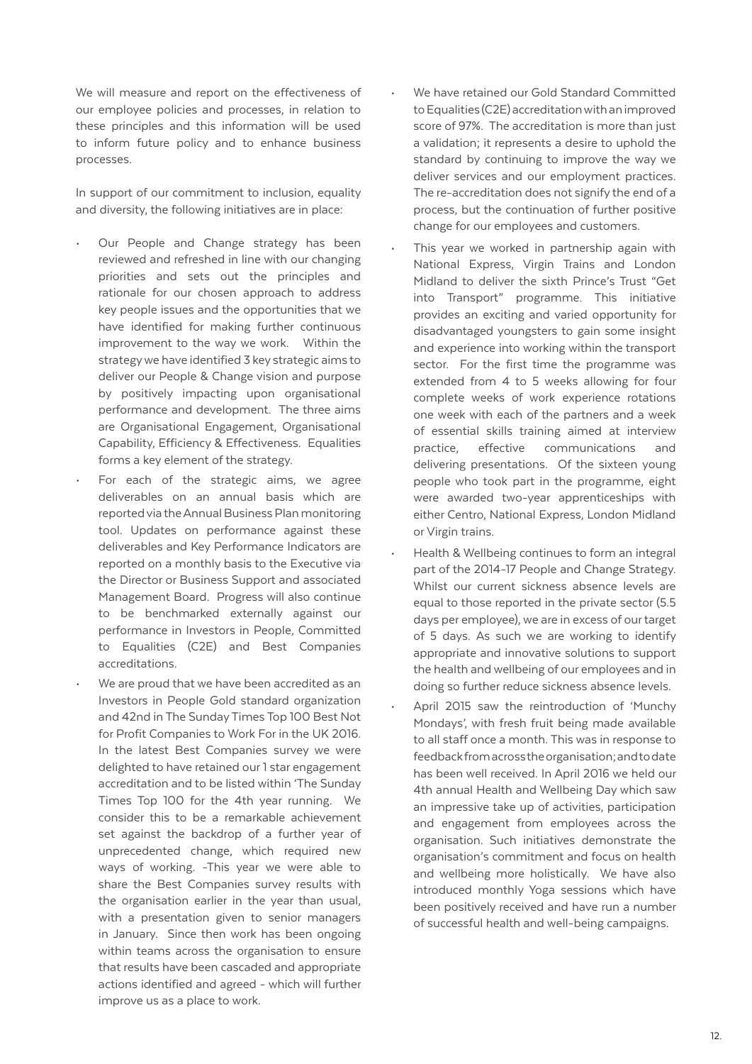We will measure and report on the effectiveness of our employee policies and processes, in relation to these principles and this information will be used to inform future policy and to enhance business processes.

In support of our commitment to inclusion, equality and diversity, the following initiatives are in place:

- Our People and Change strategy has been reviewed and refreshed in line with our changing priorities and sets out the principles and rationale for our chosen approach to address key people issues and the opportunities that we have identified for making further continuous improvement to the way we work. Within the strategy we have identified 3 key strategic aims to deliver our People & Change vision and purpose by positively impacting upon organisational performance and development. The three aims are Organisational Engagement, Organisational Capability, Efficiency & Effectiveness. Equalities forms a key element of the strategy.
- For each of the strategic aims, we agree deliverables on an annual basis which are reported via the Annual Business Plan monitoring tool. Updates on performance against these deliverables and Key Performance Indicators are reported on a monthly basis to the Executive via the Director or Business Support and associated Management Board. Progress will also continue to be benchmarked externally against our performance in Investors in People, Committed to Equalities (C2E) and Best Companies accreditations.
- We are proud that we have been accredited as an Investors in People Gold standard organization and 42nd in The Sunday Times Top 100 Best Not for Profit Companies to Work For in the UK 2016. In the latest Best Companies survey we were delighted to have retained our 1 star engagement accreditation and to be listed within 'The Sunday Times Top 100 for the 4th year running. We consider this to be a remarkable achievement set against the backdrop of a further year of unprecedented change, which required new ways of working. -This year we were able to share the Best Companies survey results with the organisation earlier in the year than usual, with a presentation given to senior managers in January. Since then work has been ongoing within teams across the organisation to ensure that results have been cascaded and appropriate actions identified and agreed - which will further improve us as a place to work.
- We have retained our Gold Standard Committed to Equalities (C2E) accreditation with an improved score of 97%. The accreditation is more than just a validation; it represents a desire to uphold the standard by continuing to improve the way we deliver services and our employment practices. The re-accreditation does not signify the end of a process, but the continuation of further positive change for our employees and customers.
- This year we worked in partnership again with National Express, Virgin Trains and London Midland to deliver the sixth Prince's Trust "Get into Transport" programme. This initiative provides an exciting and varied opportunity for disadvantaged youngsters to gain some insight and experience into working within the transport sector. For the first time the programme was extended from 4 to 5 weeks allowing for four complete weeks of work experience rotations one week with each of the partners and a week of essential skills training aimed at interview practice, effective communications and delivering presentations. Of the sixteen young people who took part in the programme, eight were awarded two-year apprenticeships with either Centro, National Express, London Midland or Virgin trains.
- Health & Wellbeing continues to form an integral part of the 2014-17 People and Change Strategy. Whilst our current sickness absence levels are equal to those reported in the private sector (5.5 days per employee), we are in excess of our target of 5 days. As such we are working to identify appropriate and innovative solutions to support the health and wellbeing of our employees and in doing so further reduce sickness absence levels.
- April 2015 saw the reintroduction of 'Munchy Mondays', with fresh fruit being made available to all staff once a month. This was in response to feedback from across the organisation; and to date has been well received. In April 2016 we held our 4th annual Health and Wellbeing Day which saw an impressive take up of activities, participation and engagement from employees across the organisation. Such initiatives demonstrate the organisation's commitment and focus on health and wellbeing more holistically. We have also introduced monthly Yoga sessions which have been positively received and have run a number of successful health and well-being campaigns.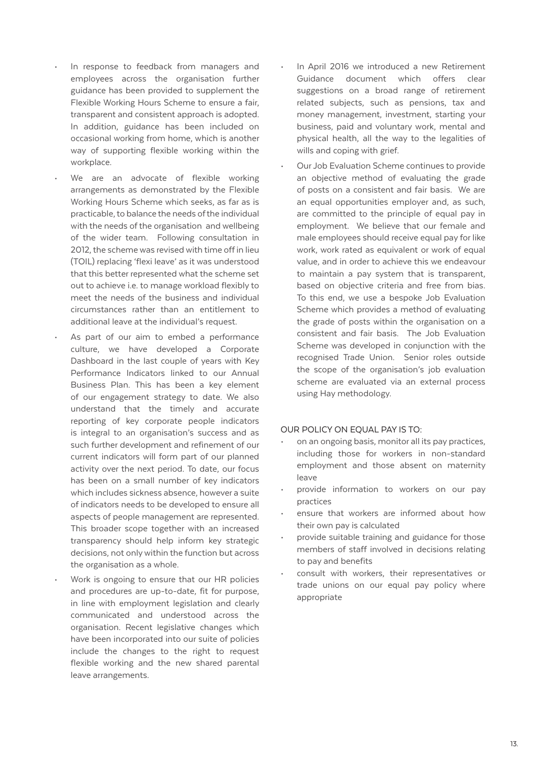- In response to feedback from managers and employees across the organisation further guidance has been provided to supplement the Flexible Working Hours Scheme to ensure a fair, transparent and consistent approach is adopted. In addition, guidance has been included on occasional working from home, which is another way of supporting flexible working within the workplace.
- We are an advocate of flexible working arrangements as demonstrated by the Flexible Working Hours Scheme which seeks, as far as is practicable, to balance the needs of the individual with the needs of the organisation and wellbeing of the wider team. Following consultation in 2012, the scheme was revised with time off in lieu (TOIL) replacing 'flexi leave' as it was understood that this better represented what the scheme set out to achieve i.e. to manage workload flexibly to meet the needs of the business and individual circumstances rather than an entitlement to additional leave at the individual's request.
- As part of our aim to embed a performance culture, we have developed a Corporate Dashboard in the last couple of years with Key Performance Indicators linked to our Annual Business Plan. This has been a key element of our engagement strategy to date. We also understand that the timely and accurate reporting of key corporate people indicators is integral to an organisation's success and as such further development and refinement of our current indicators will form part of our planned activity over the next period. To date, our focus has been on a small number of key indicators which includes sickness absence, however a suite of indicators needs to be developed to ensure all aspects of people management are represented. This broader scope together with an increased transparency should help inform key strategic decisions, not only within the function but across the organisation as a whole.
- Work is ongoing to ensure that our HR policies and procedures are up-to-date, fit for purpose, in line with employment legislation and clearly communicated and understood across the organisation. Recent legislative changes which have been incorporated into our suite of policies include the changes to the right to request flexible working and the new shared parental leave arrangements.
- In April 2016 we introduced a new Retirement Guidance document which offers clear suggestions on a broad range of retirement related subjects, such as pensions, tax and money management, investment, starting your business, paid and voluntary work, mental and physical health, all the way to the legalities of wills and coping with grief.
- Our Job Evaluation Scheme continues to provide an objective method of evaluating the grade of posts on a consistent and fair basis. We are an equal opportunities employer and, as such, are committed to the principle of equal pay in employment. We believe that our female and male employees should receive equal pay for like work, work rated as equivalent or work of equal value, and in order to achieve this we endeavour to maintain a pay system that is transparent, based on objective criteria and free from bias. To this end, we use a bespoke Job Evaluation Scheme which provides a method of evaluating the grade of posts within the organisation on a consistent and fair basis. The Job Evaluation Scheme was developed in conjunction with the recognised Trade Union. Senior roles outside the scope of the organisation's job evaluation scheme are evaluated via an external process using Hay methodology.

OUR POLICY ON EQUAL PAY IS TO:

- on an ongoing basis, monitor all its pay practices, including those for workers in non-standard employment and those absent on maternity leave
- provide information to workers on our pay practices
- ensure that workers are informed about how their own pay is calculated
- provide suitable training and guidance for those members of staff involved in decisions relating to pay and benefits
- consult with workers, their representatives or trade unions on our equal pay policy where appropriate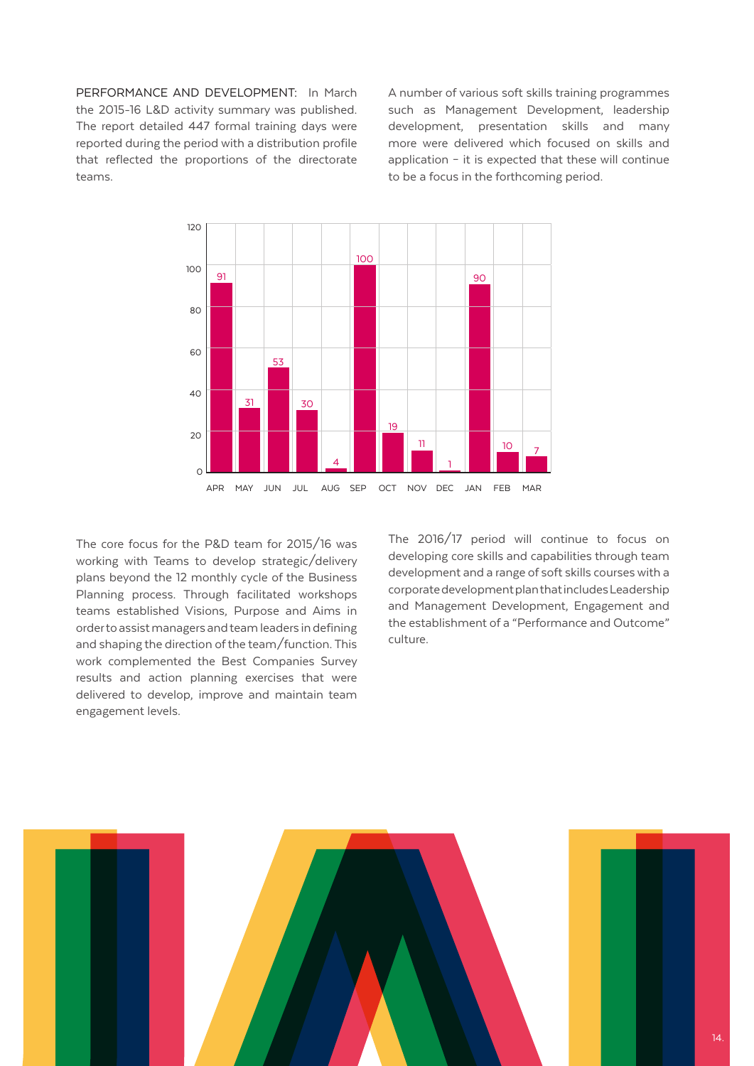PERFORMANCE AND DEVELOPMENT: In March the 2015-16 L&D activity summary was published. The report detailed 447 formal training days were reported during the period with a distribution profile that reflected the proportions of the directorate teams.

A number of various soft skills training programmes such as Management Development, leadership development, presentation skills and many more were delivered which focused on skills and application – it is expected that these will continue to be a focus in the forthcoming period.

| Month | Training days |
|---|---|
| APR | 91 |
| MAY | 31 |
| JUN | 53 |
| JUL | 30 |
| AUG | 4 |
| SEP | 100 |
| OCT | 19 |
| NOV | 11 |
| DEC | 1 |
| JAN | 90 |
| FEB | 10 |
| MAR | 7 |

The core focus for the P&D team for 2015/16 was working with Teams to develop strategic/delivery plans beyond the 12 monthly cycle of the Business Planning process. Through facilitated workshops teams established Visions, Purpose and Aims in order to assist managers and team leaders in defining and shaping the direction of the team/function. This work complemented the Best Companies Survey results and action planning exercises that were delivered to develop, improve and maintain team engagement levels.

The 2016/17 period will continue to focus on developing core skills and capabilities through team development and a range of soft skills courses with a corporate development plan that includes Leadership and Management Development, Engagement and the establishment of a "Performance and Outcome" culture.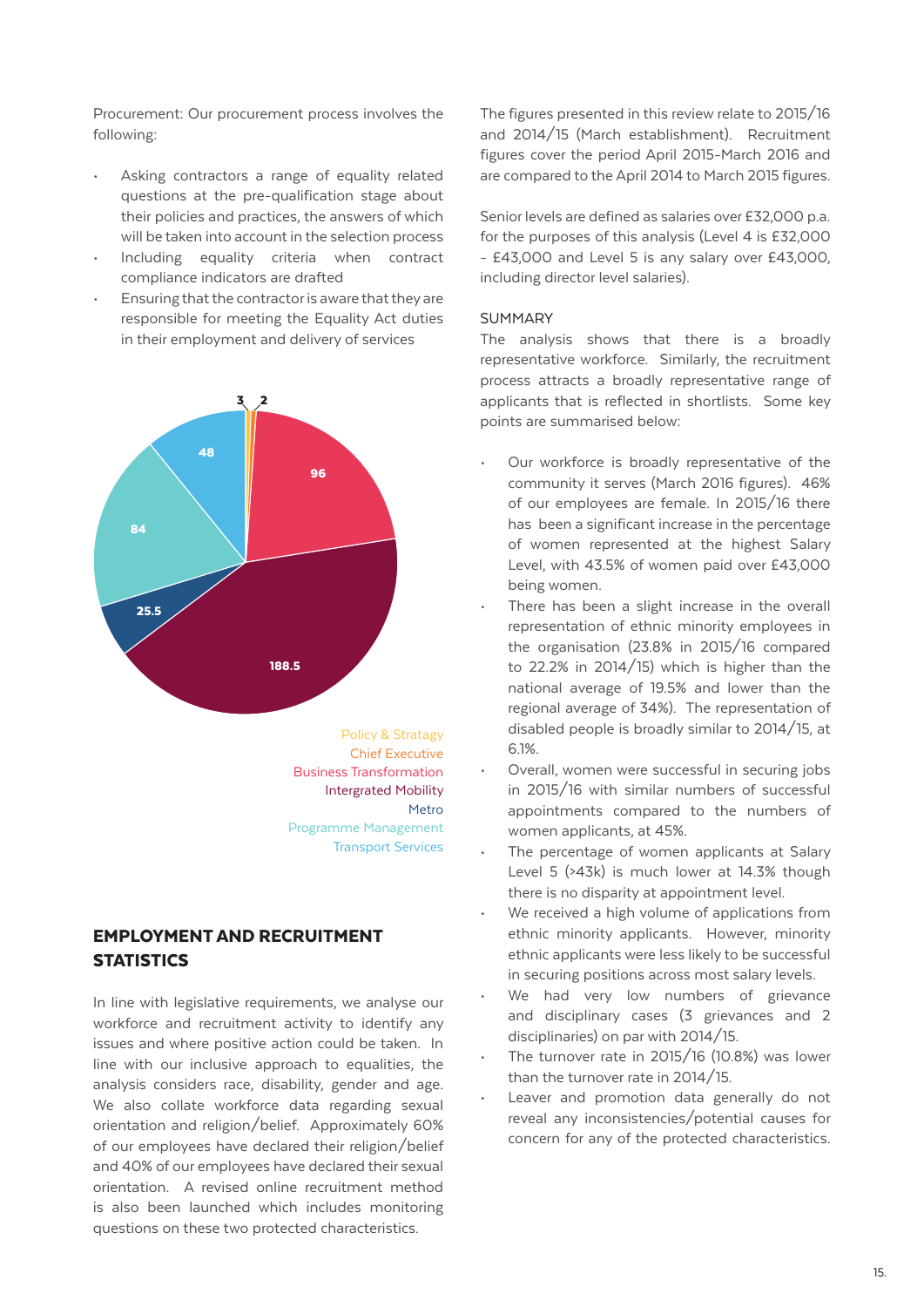Procurement: Our procurement process involves the following:

- Asking contractors a range of equality related questions at the pre-qualification stage about their policies and practices, the answers of which will be taken into account in the selection process
- Including equality criteria when contract compliance indicators are drafted
- Ensuring that the contractor is aware that they are responsible for meeting the Equality Act duties in their employment and delivery of services

3
2
96
48
84
25.5
188.5

Policy & Stratagy
Chief Executive
Business Transformation
Intergrated Mobility
Metro
Programme Management
Transport Services

## EMPLOYMENT AND RECRUITMENT STATISTICS

In line with legislative requirements, we analyse our workforce and recruitment activity to identify any issues and where positive action could be taken. In line with our inclusive approach to equalities, the analysis considers race, disability, gender and age. We also collate workforce data regarding sexual orientation and religion/belief. Approximately 60% of our employees have declared their religion/belief and 40% of our employees have declared their sexual orientation. A revised online recruitment method is also been launched which includes monitoring questions on these two protected characteristics.

The figures presented in this review relate to 2015/16 and 2014/15 (March establishment). Recruitment figures cover the period April 2015-March 2016 and are compared to the April 2014 to March 2015 figures.

Senior levels are defined as salaries over £32,000 p.a. for the purposes of this analysis (Level 4 is £32,000 - £43,000 and Level 5 is any salary over £43,000, including director level salaries).

SUMMARY

The analysis shows that there is a broadly representative workforce. Similarly, the recruitment process attracts a broadly representative range of applicants that is reflected in shortlists. Some key points are summarised below:

- Our workforce is broadly representative of the community it serves (March 2016 figures). 46% of our employees are female. In 2015/16 there has been a significant increase in the percentage of women represented at the highest Salary Level, with 43.5% of women paid over £43,000 being women.
- There has been a slight increase in the overall representation of ethnic minority employees in the organisation (23.8% in 2015/16 compared to 22.2% in 2014/15) which is higher than the national average of 19.5% and lower than the regional average of 34%). The representation of disabled people is broadly similar to 2014/15, at 6.1%.
- Overall, women were successful in securing jobs in 2015/16 with similar numbers of successful appointments compared to the numbers of women applicants, at 45%.
- The percentage of women applicants at Salary Level 5 (>43k) is much lower at 14.3% though there is no disparity at appointment level.
- We received a high volume of applications from ethnic minority applicants. However, minority ethnic applicants were less likely to be successful in securing positions across most salary levels.
- We had very low numbers of grievance and disciplinary cases (3 grievances and 2 disciplinaries) on par with 2014/15.
- The turnover rate in 2015/16 (10.8%) was lower than the turnover rate in 2014/15.
- Leaver and promotion data generally do not reveal any inconsistencies/potential causes for concern for any of the protected characteristics.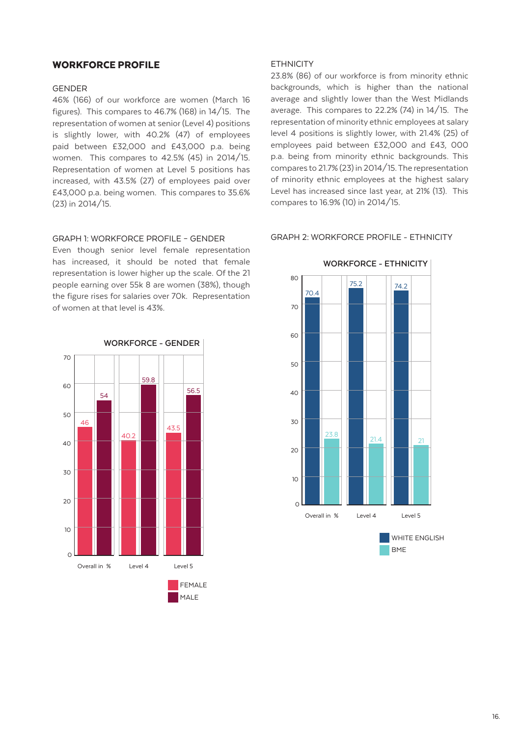## WORKFORCE PROFILE

### GENDER

46% (166) of our workforce are women (March 16 figures). This compares to 46.7% (168) in 14/15. The representation of women at senior (Level 4) positions is slightly lower, with 40.2% (47) of employees paid between £32,000 and £43,000 p.a. being women. This compares to 42.5% (45) in 2014/15. Representation of women at Level 5 positions has increased, with 43.5% (27) of employees paid over £43,000 p.a. being women. This compares to 35.6% (23) in 2014/15.

### GRAPH 1: WORKFORCE PROFILE - GENDER

Even though senior level female representation has increased, it should be noted that female representation is lower higher up the scale. Of the 21 people earning over 55k 8 are women (38%), though the figure rises for salaries over 70k. Representation of women at that level is 43%.

**WORKFORCE - GENDER**

| | FEMALE | MALE |
|---|---|---|
| Overall in % | 46 | 54 |
| Level 4 | 40.2 | 59.8 |
| Level 5 | 43.5 | 56.5 |

### ETHNICITY

23.8% (86) of our workforce is from minority ethnic backgrounds, which is higher than the national average and slightly lower than the West Midlands average. This compares to 22.2% (74) in 14/15. The representation of minority ethnic employees at salary level 4 positions is slightly lower, with 21.4% (25) of employees paid between £32,000 and £43, 000 p.a. being from minority ethnic backgrounds. This compares to 21.7% (23) in 2014/15. The representation of minority ethnic employees at the highest salary Level has increased since last year, at 21% (13). This compares to 16.9% (10) in 2014/15.

### GRAPH 2: WORKFORCE PROFILE - ETHNICITY

**WORKFORCE - ETHNICITY**

| | WHITE ENGLISH | BME |
|---|---|---|
| Overall in % | 70.4 | 23.8 |
| Level 4 | 75.2 | 21.4 |
| Level 5 | 74.2 | 21 |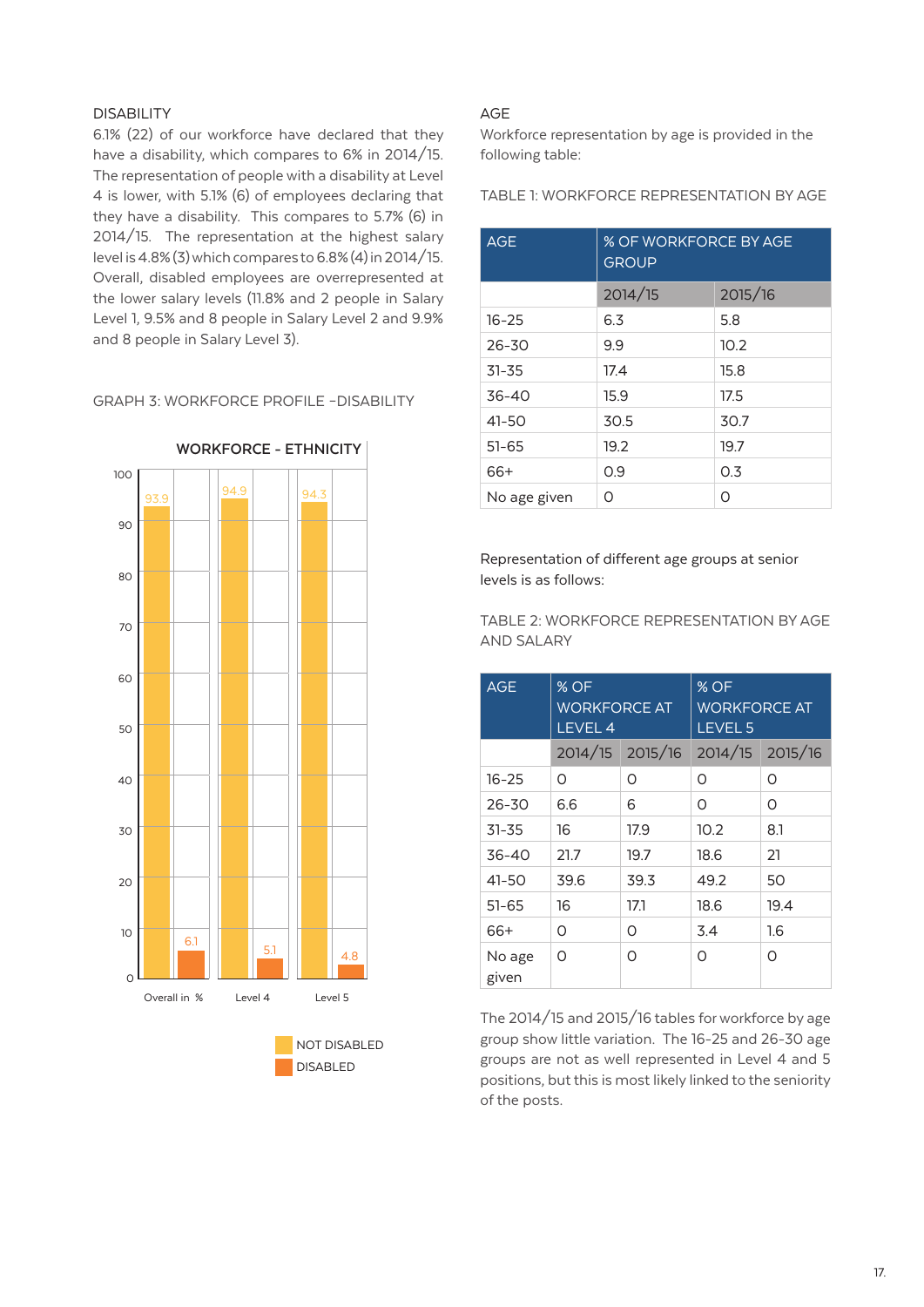## DISABILITY

6.1% (22) of our workforce have declared that they have a disability, which compares to 6% in 2014/15. The representation of people with a disability at Level 4 is lower, with 5.1% (6) of employees declaring that they have a disability. This compares to 5.7% (6) in 2014/15. The representation at the highest salary level is 4.8% (3) which compares to 6.8% (4) in 2014/15. Overall, disabled employees are overrepresented at the lower salary levels (11.8% and 2 people in Salary Level 1, 9.5% and 8 people in Salary Level 2 and 9.9% and 8 people in Salary Level 3).

GRAPH 3: WORKFORCE PROFILE –DISABILITY

**WORKFORCE - ETHNICITY**

| | NOT DISABLED | DISABLED |
|---|---|---|
| Overall in % | 93.9 | 6.1 |
| Level 4 | 94.9 | 5.1 |
| Level 5 | 94.3 | 4.8 |

## AGE

Workforce representation by age is provided in the following table:

TABLE 1: WORKFORCE REPRESENTATION BY AGE

| AGE | % OF WORKFORCE BY AGE GROUP | |
|---|---|---|
| | 2014/15 | 2015/16 |
| 16-25 | 6.3 | 5.8 |
| 26-30 | 9.9 | 10.2 |
| 31-35 | 17.4 | 15.8 |
| 36-40 | 15.9 | 17.5 |
| 41-50 | 30.5 | 30.7 |
| 51-65 | 19.2 | 19.7 |
| 66+ | 0.9 | 0.3 |
| No age given | 0 | 0 |

Representation of different age groups at senior levels is as follows:

TABLE 2: WORKFORCE REPRESENTATION BY AGE AND SALARY

| AGE | % OF WORKFORCE AT LEVEL 4 | | % OF WORKFORCE AT LEVEL 5 | |
|---|---|---|---|---|
| | 2014/15 | 2015/16 | 2014/15 | 2015/16 |
| 16-25 | 0 | 0 | 0 | 0 |
| 26-30 | 6.6 | 6 | 0 | 0 |
| 31-35 | 16 | 17.9 | 10.2 | 8.1 |
| 36-40 | 21.7 | 19.7 | 18.6 | 21 |
| 41-50 | 39.6 | 39.3 | 49.2 | 50 |
| 51-65 | 16 | 17.1 | 18.6 | 19.4 |
| 66+ | 0 | 0 | 3.4 | 1.6 |
| No age given | 0 | 0 | 0 | 0 |

The 2014/15 and 2015/16 tables for workforce by age group show little variation. The 16-25 and 26-30 age groups are not as well represented in Level 4 and 5 positions, but this is most likely linked to the seniority of the posts.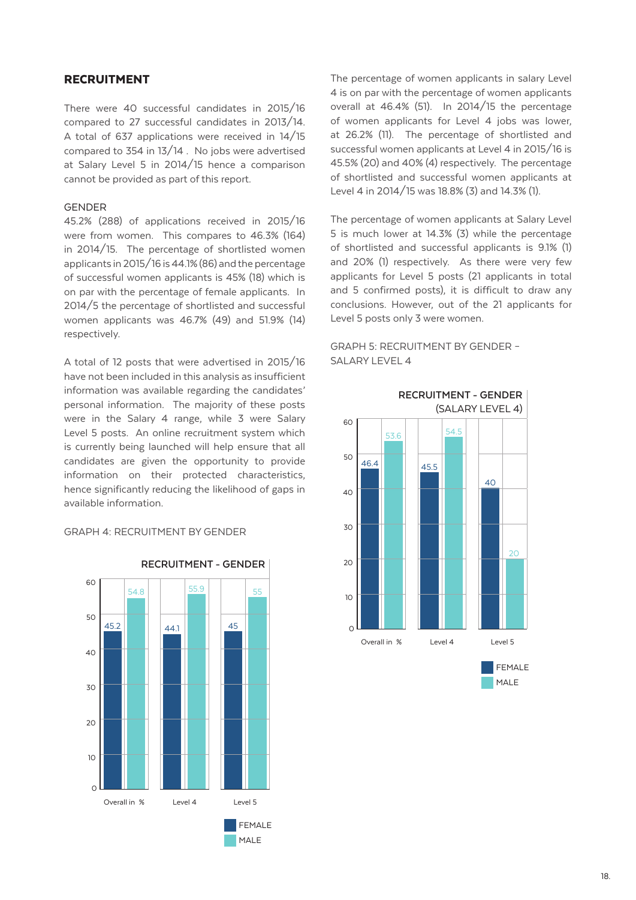## RECRUITMENT

There were 40 successful candidates in 2015/16 compared to 27 successful candidates in 2013/14. A total of 637 applications were received in 14/15 compared to 354 in 13/14 . No jobs were advertised at Salary Level 5 in 2014/15 hence a comparison cannot be provided as part of this report.

GENDER

45.2% (288) of applications received in 2015/16 were from women. This compares to 46.3% (164) in 2014/15. The percentage of shortlisted women applicants in 2015/16 is 44.1% (86) and the percentage of successful women applicants is 45% (18) which is on par with the percentage of female applicants. In 2014/5 the percentage of shortlisted and successful women applicants was 46.7% (49) and 51.9% (14) respectively.

A total of 12 posts that were advertised in 2015/16 have not been included in this analysis as insufficient information was available regarding the candidates' personal information. The majority of these posts were in the Salary 4 range, while 3 were Salary Level 5 posts. An online recruitment system which is currently being launched will help ensure that all candidates are given the opportunity to provide information on their protected characteristics, hence significantly reducing the likelihood of gaps in available information.

GRAPH 4: RECRUITMENT BY GENDER

RECRUITMENT - GENDER

| | Overall in % | Level 4 | Level 5 |
|---|---|---|---|
| FEMALE | 45.2 | 44.1 | 45 |
| MALE | 54.8 | 55.9 | 55 |

The percentage of women applicants in salary Level 4 is on par with the percentage of women applicants overall at 46.4% (51). In 2014/15 the percentage of women applicants for Level 4 jobs was lower, at 26.2% (11). The percentage of shortlisted and successful women applicants at Level 4 in 2015/16 is 45.5% (20) and 40% (4) respectively. The percentage of shortlisted and successful women applicants at Level 4 in 2014/15 was 18.8% (3) and 14.3% (1).

The percentage of women applicants at Salary Level 5 is much lower at 14.3% (3) while the percentage of shortlisted and successful applicants is 9.1% (1) and 20% (1) respectively. As there were very few applicants for Level 5 posts (21 applicants in total and 5 confirmed posts), it is difficult to draw any conclusions. However, out of the 21 applicants for Level 5 posts only 3 were women.

GRAPH 5: RECRUITMENT BY GENDER - SALARY LEVEL 4

RECRUITMENT - GENDER (SALARY LEVEL 4)

| | Overall in % | Level 4 | Level 5 |
|---|---|---|---|
| FEMALE | 46.4 | 45.5 | 40 |
| MALE | 53.6 | 54.5 | 20 |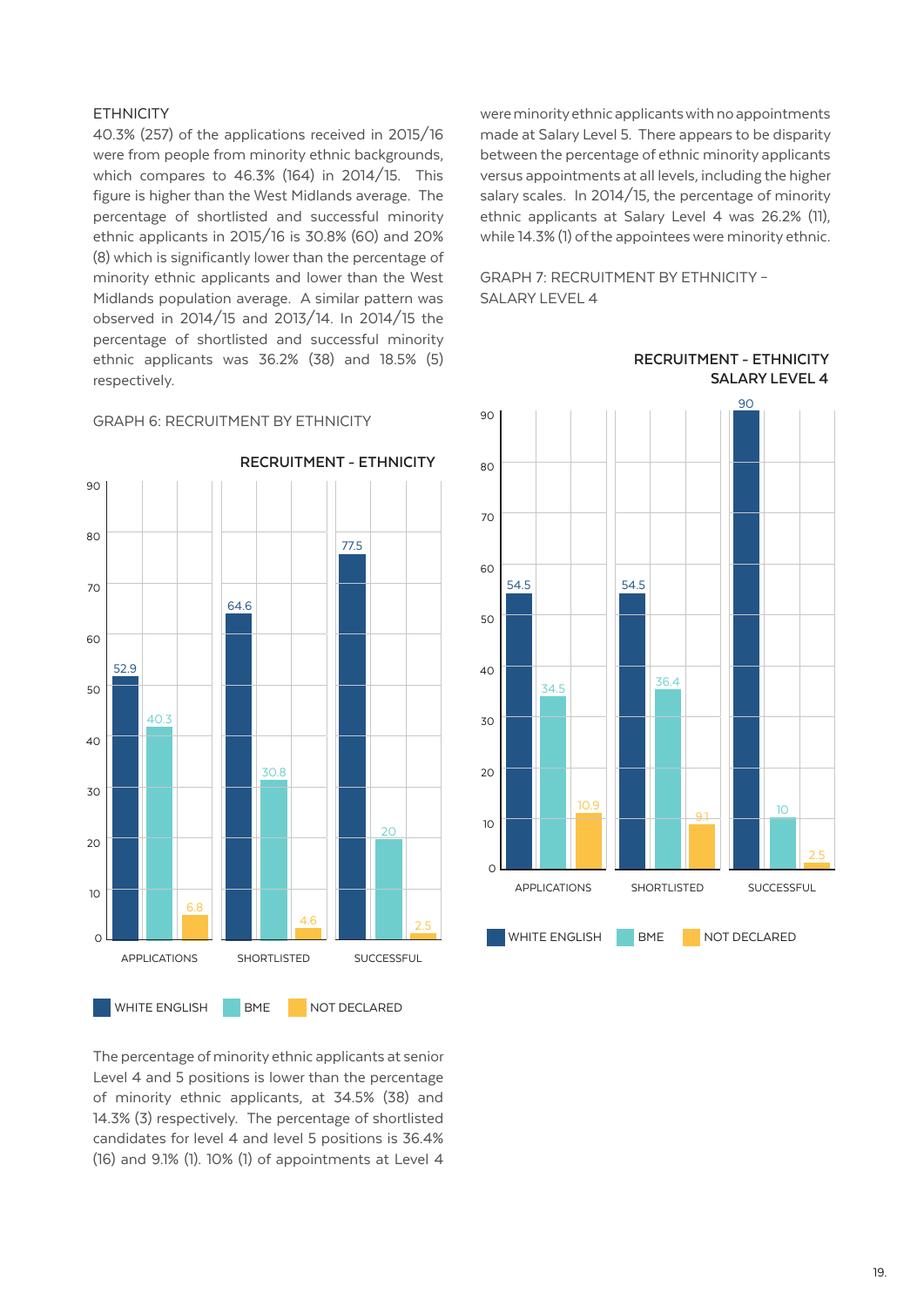## ETHNICITY

40.3% (257) of the applications received in 2015/16 were from people from minority ethnic backgrounds, which compares to 46.3% (164) in 2014/15. This figure is higher than the West Midlands average. The percentage of shortlisted and successful minority ethnic applicants in 2015/16 is 30.8% (60) and 20% (8) which is significantly lower than the percentage of minority ethnic applicants and lower than the West Midlands population average. A similar pattern was observed in 2014/15 and 2013/14. In 2014/15 the percentage of shortlisted and successful minority ethnic applicants was 36.2% (38) and 18.5% (5) respectively.

GRAPH 6: RECRUITMENT BY ETHNICITY

**RECRUITMENT - ETHNICITY**

| | WHITE ENGLISH | BME | NOT DECLARED |
|---|---|---|---|
| APPLICATIONS | 52.9 | 40.3 | 6.8 |
| SHORTLISTED | 64.6 | 30.8 | 4.6 |
| SUCCESSFUL | 77.5 | 20 | 2.5 |

The percentage of minority ethnic applicants at senior Level 4 and 5 positions is lower than the percentage of minority ethnic applicants, at 34.5% (38) and 14.3% (3) respectively. The percentage of shortlisted candidates for level 4 and level 5 positions is 36.4% (16) and 9.1% (1). 10% (1) of appointments at Level 4 were minority ethnic applicants with no appointments made at Salary Level 5. There appears to be disparity between the percentage of ethnic minority applicants versus appointments at all levels, including the higher salary scales. In 2014/15, the percentage of minority ethnic applicants at Salary Level 4 was 26.2% (11), while 14.3% (1) of the appointees were minority ethnic.

GRAPH 7: RECRUITMENT BY ETHNICITY – SALARY LEVEL 4

**RECRUITMENT - ETHNICITY SALARY LEVEL 4**

| | WHITE ENGLISH | BME | NOT DECLARED |
|---|---|---|---|
| APPLICATIONS | 54.5 | 34.5 | 10.9 |
| SHORTLISTED | 54.5 | 36.4 | 9.1 |
| SUCCESSFUL | 90 | 10 | 2.5 |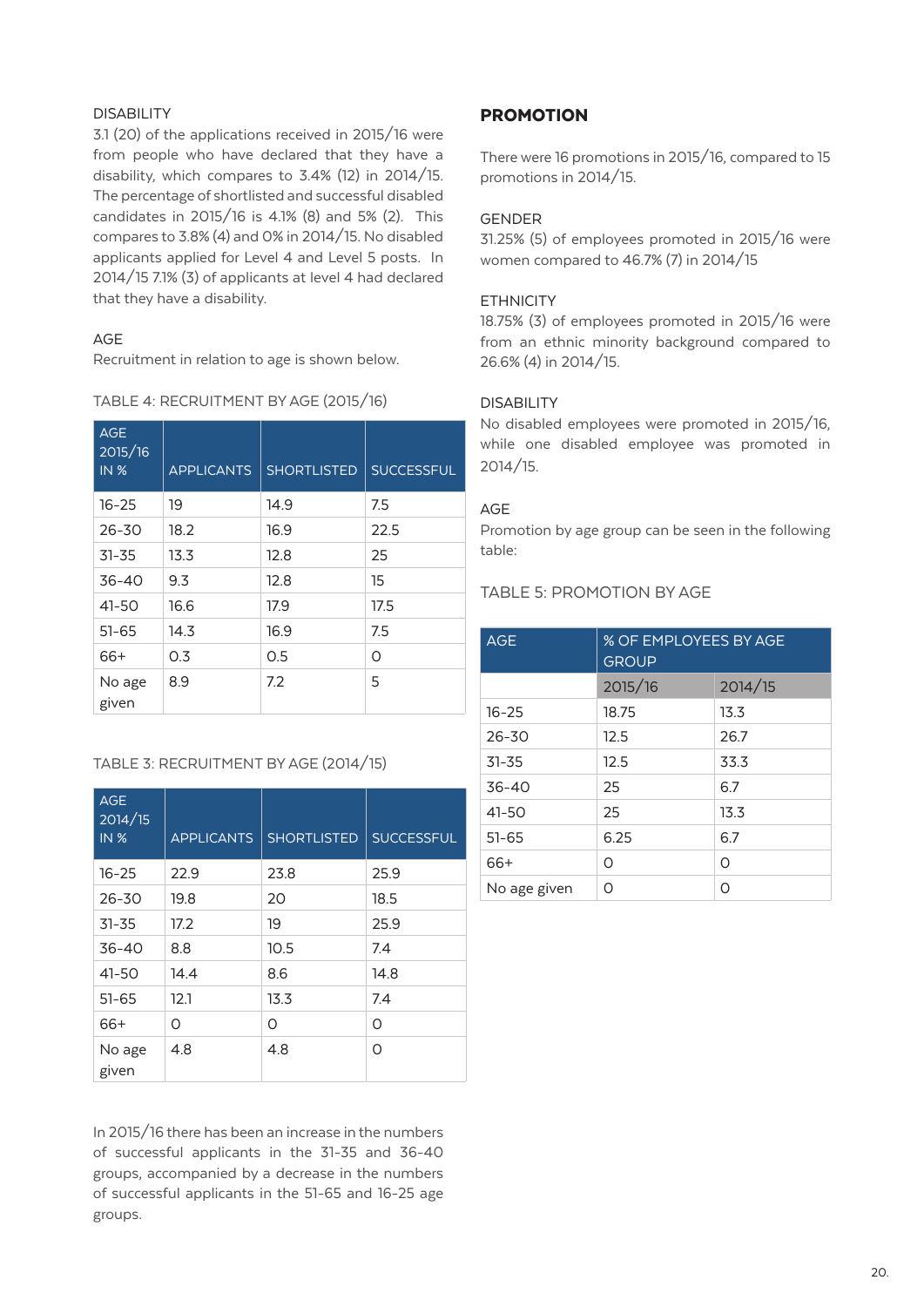DISABILITY

3.1 (20) of the applications received in 2015/16 were from people who have declared that they have a disability, which compares to 3.4% (12) in 2014/15. The percentage of shortlisted and successful disabled candidates in 2015/16 is 4.1% (8) and 5% (2). This compares to 3.8% (4) and 0% in 2014/15. No disabled applicants applied for Level 4 and Level 5 posts. In 2014/15 7.1% (3) of applicants at level 4 had declared that they have a disability.

AGE

Recruitment in relation to age is shown below.

TABLE 4: RECRUITMENT BY AGE (2015/16)

| AGE 2015/16 IN % | APPLICANTS | SHORTLISTED | SUCCESSFUL |
|---|---|---|---|
| 16-25 | 19 | 14.9 | 7.5 |
| 26-30 | 18.2 | 16.9 | 22.5 |
| 31-35 | 13.3 | 12.8 | 25 |
| 36-40 | 9.3 | 12.8 | 15 |
| 41-50 | 16.6 | 17.9 | 17.5 |
| 51-65 | 14.3 | 16.9 | 7.5 |
| 66+ | 0.3 | 0.5 | 0 |
| No age given | 8.9 | 7.2 | 5 |

TABLE 3: RECRUITMENT BY AGE (2014/15)

| AGE 2014/15 IN % | APPLICANTS | SHORTLISTED | SUCCESSFUL |
|---|---|---|---|
| 16-25 | 22.9 | 23.8 | 25.9 |
| 26-30 | 19.8 | 20 | 18.5 |
| 31-35 | 17.2 | 19 | 25.9 |
| 36-40 | 8.8 | 10.5 | 7.4 |
| 41-50 | 14.4 | 8.6 | 14.8 |
| 51-65 | 12.1 | 13.3 | 7.4 |
| 66+ | 0 | 0 | 0 |
| No age given | 4.8 | 4.8 | 0 |

In 2015/16 there has been an increase in the numbers of successful applicants in the 31-35 and 36-40 groups, accompanied by a decrease in the numbers of successful applicants in the 51-65 and 16-25 age groups.

## PROMOTION

There were 16 promotions in 2015/16, compared to 15 promotions in 2014/15.

GENDER

31.25% (5) of employees promoted in 2015/16 were women compared to 46.7% (7) in 2014/15

ETHNICITY

18.75% (3) of employees promoted in 2015/16 were from an ethnic minority background compared to 26.6% (4) in 2014/15.

DISABILITY

No disabled employees were promoted in 2015/16, while one disabled employee was promoted in 2014/15.

AGE

Promotion by age group can be seen in the following table:

TABLE 5: PROMOTION BY AGE

| AGE | % OF EMPLOYEES BY AGE GROUP | |
|---|---|---|
| | 2015/16 | 2014/15 |
| 16-25 | 18.75 | 13.3 |
| 26-30 | 12.5 | 26.7 |
| 31-35 | 12.5 | 33.3 |
| 36-40 | 25 | 6.7 |
| 41-50 | 25 | 13.3 |
| 51-65 | 6.25 | 6.7 |
| 66+ | 0 | 0 |
| No age given | 0 | 0 |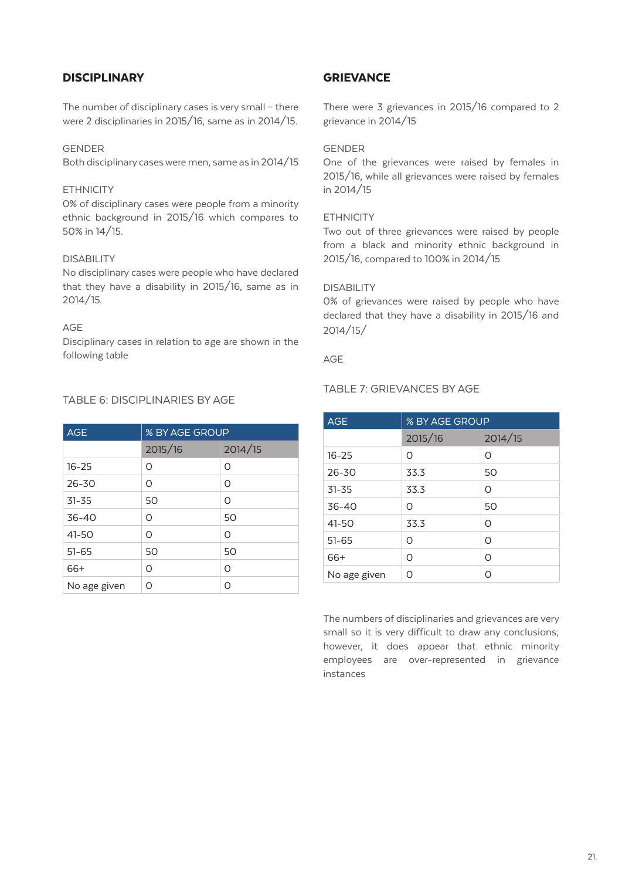## DISCIPLINARY

The number of disciplinary cases is very small – there were 2 disciplinaries in 2015/16, same as in 2014/15.

GENDER
Both disciplinary cases were men, same as in 2014/15

ETHNICITY
0% of disciplinary cases were people from a minority ethnic background in 2015/16 which compares to 50% in 14/15.

DISABILITY
No disciplinary cases were people who have declared that they have a disability in 2015/16, same as in 2014/15.

AGE
Disciplinary cases in relation to age are shown in the following table

TABLE 6: DISCIPLINARIES BY AGE

| AGE | % BY AGE GROUP | |
|---|---|---|
| | 2015/16 | 2014/15 |
| 16-25 | 0 | 0 |
| 26-30 | 0 | 0 |
| 31-35 | 50 | 0 |
| 36-40 | 0 | 50 |
| 41-50 | 0 | 0 |
| 51-65 | 50 | 50 |
| 66+ | 0 | 0 |
| No age given | 0 | 0 |

## GRIEVANCE

There were 3 grievances in 2015/16 compared to 2 grievance in 2014/15

GENDER
One of the grievances were raised by females in 2015/16, while all grievances were raised by females in 2014/15

ETHNICITY
Two out of three grievances were raised by people from a black and minority ethnic background in 2015/16, compared to 100% in 2014/15

DISABILITY
0% of grievances were raised by people who have declared that they have a disability in 2015/16 and 2014/15/

AGE

TABLE 7: GRIEVANCES BY AGE

| AGE | % BY AGE GROUP | |
|---|---|---|
| | 2015/16 | 2014/15 |
| 16-25 | 0 | 0 |
| 26-30 | 33.3 | 50 |
| 31-35 | 33.3 | 0 |
| 36-40 | 0 | 50 |
| 41-50 | 33.3 | 0 |
| 51-65 | 0 | 0 |
| 66+ | 0 | 0 |
| No age given | 0 | 0 |

The numbers of disciplinaries and grievances are very small so it is very difficult to draw any conclusions; however, it does appear that ethnic minority employees are over-represented in grievance instances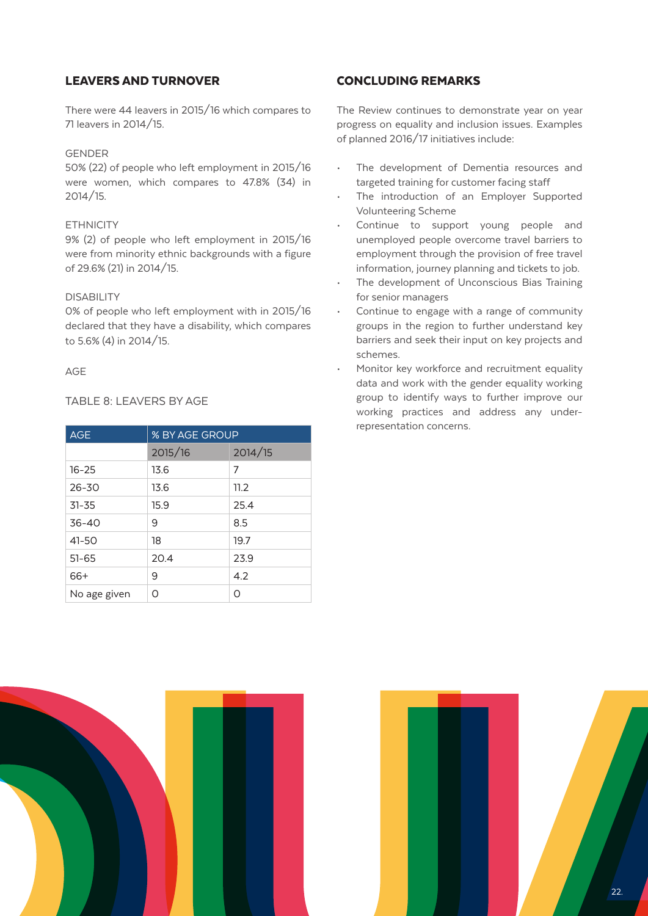## LEAVERS AND TURNOVER

There were 44 leavers in 2015/16 which compares to 71 leavers in 2014/15.

GENDER

50% (22) of people who left employment in 2015/16 were women, which compares to 47.8% (34) in 2014/15.

ETHNICITY

9% (2) of people who left employment in 2015/16 were from minority ethnic backgrounds with a figure of 29.6% (21) in 2014/15.

DISABILITY

0% of people who left employment with in 2015/16 declared that they have a disability, which compares to 5.6% (4) in 2014/15.

AGE

TABLE 8: LEAVERS BY AGE

| AGE | % BY AGE GROUP | |
|---|---|---|
| | 2015/16 | 2014/15 |
| 16-25 | 13.6 | 7 |
| 26-30 | 13.6 | 11.2 |
| 31-35 | 15.9 | 25.4 |
| 36-40 | 9 | 8.5 |
| 41-50 | 18 | 19.7 |
| 51-65 | 20.4 | 23.9 |
| 66+ | 9 | 4.2 |
| No age given | 0 | 0 |

## CONCLUDING REMARKS

The Review continues to demonstrate year on year progress on equality and inclusion issues. Examples of planned 2016/17 initiatives include:

- The development of Dementia resources and targeted training for customer facing staff
- The introduction of an Employer Supported Volunteering Scheme
- Continue to support young people and unemployed people overcome travel barriers to employment through the provision of free travel information, journey planning and tickets to job.
- The development of Unconscious Bias Training for senior managers
- Continue to engage with a range of community groups in the region to further understand key barriers and seek their input on key projects and schemes.
- Monitor key workforce and recruitment equality data and work with the gender equality working group to identify ways to further improve our working practices and address any under-representation concerns.